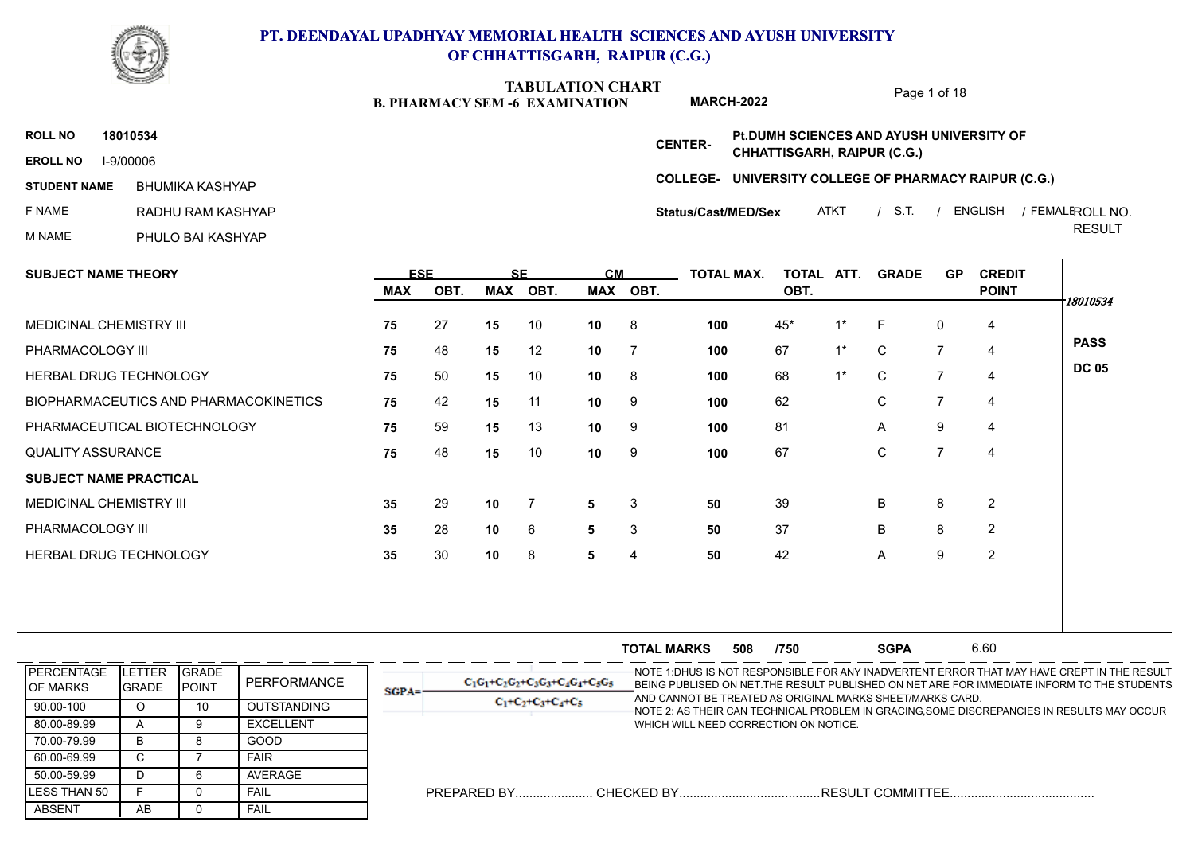# PT. DEENDAYAL UPADHYAY MEMORIAL HEALTH SCIENCES AND AYUSH UNIVERSITY OF CHHATTISGARH, RAIPUR (C.G.)

## TABULATION CHART

**B. PHARMACY SEM -6 EXAMINATION** **MARCH-2022**

**ROLL NO** 18010534
**EROLL NO** I-9/00006
**STUDENT NAME** BHUMIKA KASHYAP
F NAME RADHU RAM KASHYAP
M NAME PHULO BAI KASHYAP

**CENTER-** **Pt.DUMH SCIENCES AND AYUSH UNIVERSITY OF CHHATTISGARH, RAIPUR (C.G.)**
**COLLEGE- UNIVERSITY COLLEGE OF PHARMACY RAIPUR (C.G.)**
**Status/Cast/MED/Sex** ATKT / S.T. / ENGLISH / FEMALE

| SUBJECT NAME THEORY | ESE | | SE | | CM | | TOTAL MAX. | TOTAL OBT. | ATT. | GRADE | GP | CREDIT POINT | ROLL NO. RESULT |
|---|---|---|---|---|---|---|---|---|---|---|---|---|---|
| | MAX | OBT. | MAX | OBT. | MAX | OBT. | | | | | | | 18010534 |
| MEDICINAL CHEMISTRY III | 75 | 27 | 15 | 10 | 10 | 8 | 100 | 45* | 1* | F | 0 | 4 | |
| PHARMACOLOGY III | 75 | 48 | 15 | 12 | 10 | 7 | 100 | 67 | 1* | C | 7 | 4 | PASS |
| HERBAL DRUG TECHNOLOGY | 75 | 50 | 15 | 10 | 10 | 8 | 100 | 68 | 1* | C | 7 | 4 | DC 05 |
| BIOPHARMACEUTICS AND PHARMACOKINETICS | 75 | 42 | 15 | 11 | 10 | 9 | 100 | 62 | | C | 7 | 4 | |
| PHARMACEUTICAL BIOTECHNOLOGY | 75 | 59 | 15 | 13 | 10 | 9 | 100 | 81 | | A | 9 | 4 | |
| QUALITY ASSURANCE | 75 | 48 | 15 | 10 | 10 | 9 | 100 | 67 | | C | 7 | 4 | |
| **SUBJECT NAME PRACTICAL** | | | | | | | | | | | | | |
| MEDICINAL CHEMISTRY III | 35 | 29 | 10 | 7 | 5 | 3 | 50 | 39 | | B | 8 | 2 | |
| PHARMACOLOGY III | 35 | 28 | 10 | 6 | 5 | 3 | 50 | 37 | | B | 8 | 2 | |
| HERBAL DRUG TECHNOLOGY | 35 | 30 | 10 | 8 | 5 | 4 | 50 | 42 | | A | 9 | 2 | |

**TOTAL MARKS** 508 /750 **SGPA** 6.60

| PERCENTAGE OF MARKS | LETTER GRADE | GRADE POINT | PERFORMANCE |
|---|---|---|---|
| 90.00-100 | O | 10 | OUTSTANDING |
| 80.00-89.99 | A | 9 | EXCELLENT |
| 70.00-79.99 | B | 8 | GOOD |
| 60.00-69.99 | C | 7 | FAIR |
| 50.00-59.99 | D | 6 | AVERAGE |
| LESS THAN 50 | F | 0 | FAIL |
| ABSENT | AB | 0 | FAIL |

$$SGPA = \frac{C_1G_1+C_2G_2+C_3G_3+C_4G_4+C_5G_5}{C_1+C_2+C_3+C_4+C_5}$$

NOTE 1:DHUS IS NOT RESPONSIBLE FOR ANY INADVERTENT ERROR THAT MAY HAVE CREPT IN THE RESULT BEING PUBLISED ON NET.THE RESULT PUBLISHED ON NET ARE FOR IMMEDIATE INFORM TO THE STUDENTS AND CANNOT BE TREATED AS ORIGINAL MARKS SHEET/MARKS CARD.
NOTE 2: AS THEIR CAN TECHNICAL PROBLEM IN GRACING,SOME DISCREPANCIES IN RESULTS MAY OCCUR WHICH WILL NEED CORRECTION ON NOTICE.

PREPARED BY...................... CHECKED BY........................................ RESULT COMMITTEE.........................................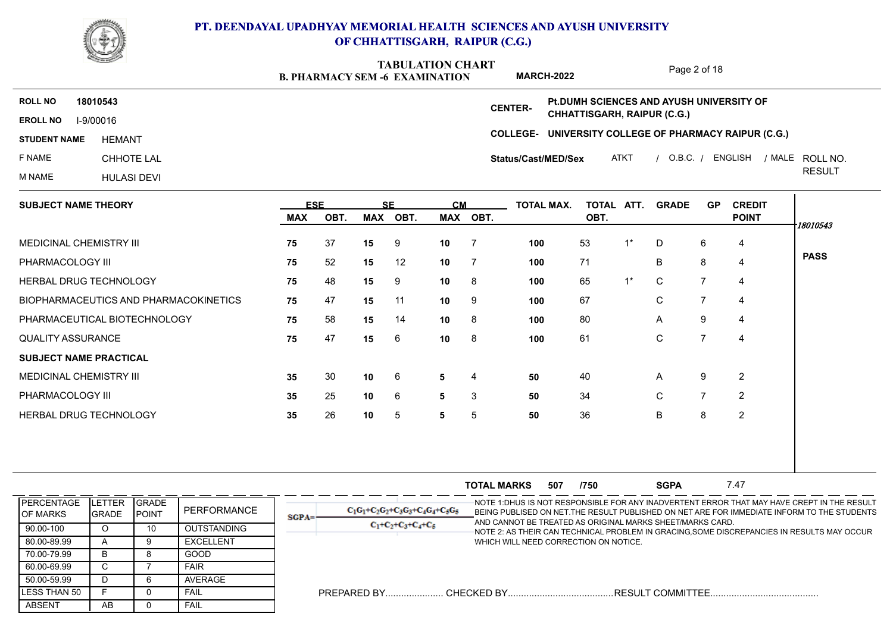# PT. DEENDAYAL UPADHYAY MEMORIAL HEALTH SCIENCES AND AYUSH UNIVERSITY OF CHHATTISGARH, RAIPUR (C.G.)

## TABULATION CHART

**B. PHARMACY SEM -6 EXAMINATION** **MARCH-2022**

**ROLL NO** 18010543
**EROLL NO** I-9/00016
**STUDENT NAME** HEMANT
F NAME CHHOTE LAL
M NAME HULASI DEVI

**CENTER-** Pt.DUMH SCIENCES AND AYUSH UNIVERSITY OF CHHATTISGARH, RAIPUR (C.G.)
**COLLEGE-** UNIVERSITY COLLEGE OF PHARMACY RAIPUR (C.G.)
**Status/Cast/MED/Sex** ATKT / O.B.C. / ENGLISH / MALE

ROLL NO. RESULT: 18010543 — **PASS**

| SUBJECT NAME THEORY | ESE MAX | ESE OBT. | SE MAX | SE OBT. | CM MAX | CM OBT. | TOTAL MAX. | TOTAL OBT. | ATT. | GRADE | GP | CREDIT POINT |
|---|---|---|---|---|---|---|---|---|---|---|---|---|
| MEDICINAL CHEMISTRY III | 75 | 37 | 15 | 9 | 10 | 7 | 100 | 53 | 1* | D | 6 | 4 |
| PHARMACOLOGY III | 75 | 52 | 15 | 12 | 10 | 7 | 100 | 71 | | B | 8 | 4 |
| HERBAL DRUG TECHNOLOGY | 75 | 48 | 15 | 9 | 10 | 8 | 100 | 65 | 1* | C | 7 | 4 |
| BIOPHARMACEUTICS AND PHARMACOKINETICS | 75 | 47 | 15 | 11 | 10 | 9 | 100 | 67 | | C | 7 | 4 |
| PHARMACEUTICAL BIOTECHNOLOGY | 75 | 58 | 15 | 14 | 10 | 8 | 100 | 80 | | A | 9 | 4 |
| QUALITY ASSURANCE | 75 | 47 | 15 | 6 | 10 | 8 | 100 | 61 | | C | 7 | 4 |
| **SUBJECT NAME PRACTICAL** | | | | | | | | | | | | |
| MEDICINAL CHEMISTRY III | 35 | 30 | 10 | 6 | 5 | 4 | 50 | 40 | | A | 9 | 2 |
| PHARMACOLOGY III | 35 | 25 | 10 | 6 | 5 | 3 | 50 | 34 | | C | 7 | 2 |
| HERBAL DRUG TECHNOLOGY | 35 | 26 | 10 | 5 | 5 | 5 | 50 | 36 | | B | 8 | 2 |

**TOTAL MARKS** 507 /750 **SGPA** 7.47

| PERCENTAGE OF MARKS | LETTER GRADE | GRADE POINT | PERFORMANCE |
|---|---|---|---|
| 90.00-100 | O | 10 | OUTSTANDING |
| 80.00-89.99 | A | 9 | EXCELLENT |
| 70.00-79.99 | B | 8 | GOOD |
| 60.00-69.99 | C | 7 | FAIR |
| 50.00-59.99 | D | 6 | AVERAGE |
| LESS THAN 50 | F | 0 | FAIL |
| ABSENT | AB | 0 | FAIL |

$$SGPA = \frac{C_1G_1+C_2G_2+C_3G_3+C_4G_4+C_5G_5}{C_1+C_2+C_3+C_4+C_5}$$

NOTE 1:DHUS IS NOT RESPONSIBLE FOR ANY INADVERTENT ERROR THAT MAY HAVE CREPT IN THE RESULT BEING PUBLISED ON NET.THE RESULT PUBLISHED ON NET ARE FOR IMMEDIATE INFORM TO THE STUDENTS AND CANNOT BE TREATED AS ORIGINAL MARKS SHEET/MARKS CARD.
NOTE 2: AS THEIR CAN TECHNICAL PROBLEM IN GRACING,SOME DISCREPANCIES IN RESULTS MAY OCCUR WHICH WILL NEED CORRECTION ON NOTICE.

PREPARED BY...................... CHECKED BY........................................RESULT COMMITTEE.........................................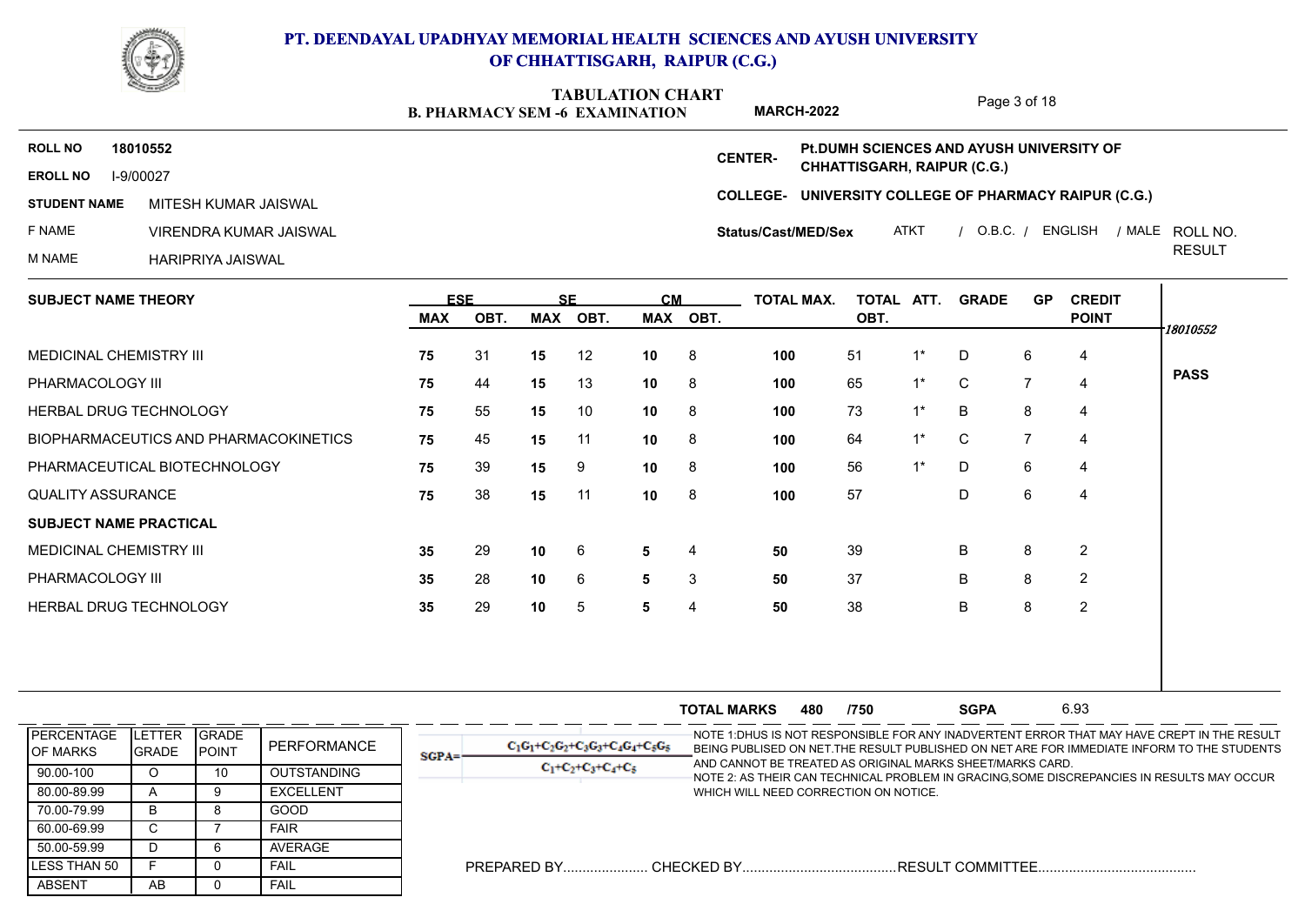# PT. DEENDAYAL UPADHYAY MEMORIAL HEALTH SCIENCES AND AYUSH UNIVERSITY OF CHHATTISGARH, RAIPUR (C.G.)

## TABULATION CHART

**B. PHARMACY SEM -6 EXAMINATION** **MARCH-2022**

**ROLL NO** 18010552
**EROLL NO** I-9/00027
**STUDENT NAME** MITESH KUMAR JAISWAL
F NAME VIRENDRA KUMAR JAISWAL
M NAME HARIPRIYA JAISWAL

**CENTER-** Pt.DUMH SCIENCES AND AYUSH UNIVERSITY OF CHHATTISGARH, RAIPUR (C.G.)
**COLLEGE-** UNIVERSITY COLLEGE OF PHARMACY RAIPUR (C.G.)
**Status/Cast/MED/Sex** ATKT / O.B.C. / ENGLISH / MALE

| SUBJECT NAME THEORY | ESE MAX | ESE OBT. | SE MAX | SE OBT. | CM MAX | CM OBT. | TOTAL MAX. | TOTAL OBT. | ATT. | GRADE | GP | CREDIT POINT | ROLL NO. RESULT |
|---|---|---|---|---|---|---|---|---|---|---|---|---|---|
| MEDICINAL CHEMISTRY III | 75 | 31 | 15 | 12 | 10 | 8 | 100 | 51 | 1* | D | 6 | 4 | 18010552 |
| PHARMACOLOGY III | 75 | 44 | 15 | 13 | 10 | 8 | 100 | 65 | 1* | C | 7 | 4 | PASS |
| HERBAL DRUG TECHNOLOGY | 75 | 55 | 15 | 10 | 10 | 8 | 100 | 73 | 1* | B | 8 | 4 | |
| BIOPHARMACEUTICS AND PHARMACOKINETICS | 75 | 45 | 15 | 11 | 10 | 8 | 100 | 64 | 1* | C | 7 | 4 | |
| PHARMACEUTICAL BIOTECHNOLOGY | 75 | 39 | 15 | 9 | 10 | 8 | 100 | 56 | 1* | D | 6 | 4 | |
| QUALITY ASSURANCE | 75 | 38 | 15 | 11 | 10 | 8 | 100 | 57 | | D | 6 | 4 | |
| **SUBJECT NAME PRACTICAL** | | | | | | | | | | | | | |
| MEDICINAL CHEMISTRY III | 35 | 29 | 10 | 6 | 5 | 4 | 50 | 39 | | B | 8 | 2 | |
| PHARMACOLOGY III | 35 | 28 | 10 | 6 | 5 | 3 | 50 | 37 | | B | 8 | 2 | |
| HERBAL DRUG TECHNOLOGY | 35 | 29 | 10 | 5 | 5 | 4 | 50 | 38 | | B | 8 | 2 | |

**TOTAL MARKS** 480 /750 **SGPA** 6.93

| PERCENTAGE OF MARKS | LETTER GRADE | GRADE POINT | PERFORMANCE |
|---|---|---|---|
| 90.00-100 | O | 10 | OUTSTANDING |
| 80.00-89.99 | A | 9 | EXCELLENT |
| 70.00-79.99 | B | 8 | GOOD |
| 60.00-69.99 | C | 7 | FAIR |
| 50.00-59.99 | D | 6 | AVERAGE |
| LESS THAN 50 | F | 0 | FAIL |
| ABSENT | AB | 0 | FAIL |

$$SGPA = \frac{C_1G_1+C_2G_2+C_3G_3+C_4G_4+C_5G_5}{C_1+C_2+C_3+C_4+C_5}$$

NOTE 1:DHUS IS NOT RESPONSIBLE FOR ANY INADVERTENT ERROR THAT MAY HAVE CREPT IN THE RESULT BEING PUBLISED ON NET.THE RESULT PUBLISHED ON NET ARE FOR IMMEDIATE INFORM TO THE STUDENTS AND CANNOT BE TREATED AS ORIGINAL MARKS SHEET/MARKS CARD.
NOTE 2: AS THEIR CAN TECHNICAL PROBLEM IN GRACING,SOME DISCREPANCIES IN RESULTS MAY OCCUR WHICH WILL NEED CORRECTION ON NOTICE.

PREPARED BY...................... CHECKED BY........................................ RESULT COMMITTEE.........................................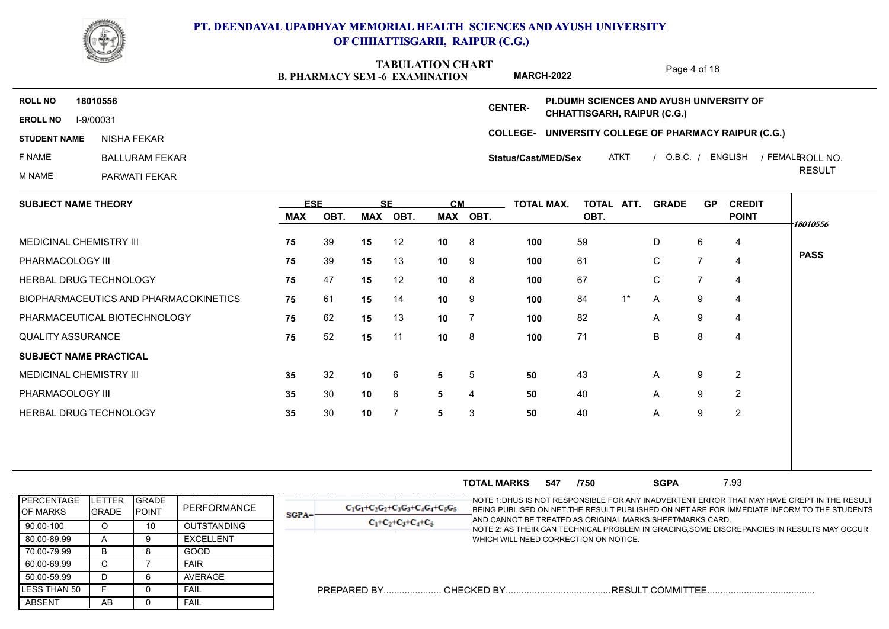# PT. DEENDAYAL UPADHYAY MEMORIAL HEALTH SCIENCES AND AYUSH UNIVERSITY OF CHHATTISGARH, RAIPUR (C.G.)

## TABULATION CHART

**B. PHARMACY SEM -6 EXAMINATION** **MARCH-2022**

**ROLL NO** 18010556
**EROLL NO** I-9/00031
**STUDENT NAME** NISHA FEKAR
F NAME BALLURAM FEKAR
M NAME PARWATI FEKAR

**CENTER-** Pt.DUMH SCIENCES AND AYUSH UNIVERSITY OF CHHATTISGARH, RAIPUR (C.G.)
**COLLEGE-** UNIVERSITY COLLEGE OF PHARMACY RAIPUR (C.G.)
**Status/Cast/MED/Sex** ATKT / O.B.C. / ENGLISH / FEMALE

ROLL NO. RESULT: *18010556* **PASS**

| SUBJECT NAME THEORY | ESE MAX | ESE OBT. | SE MAX | SE OBT. | CM MAX | CM OBT. | TOTAL MAX. | TOTAL OBT. | ATT. | GRADE | GP | CREDIT POINT |
|---|---|---|---|---|---|---|---|---|---|---|---|---|
| MEDICINAL CHEMISTRY III | 75 | 39 | 15 | 12 | 10 | 8 | 100 | 59 | | D | 6 | 4 |
| PHARMACOLOGY III | 75 | 39 | 15 | 13 | 10 | 9 | 100 | 61 | | C | 7 | 4 |
| HERBAL DRUG TECHNOLOGY | 75 | 47 | 15 | 12 | 10 | 8 | 100 | 67 | | C | 7 | 4 |
| BIOPHARMACEUTICS AND PHARMACOKINETICS | 75 | 61 | 15 | 14 | 10 | 9 | 100 | 84 | 1* | A | 9 | 4 |
| PHARMACEUTICAL BIOTECHNOLOGY | 75 | 62 | 15 | 13 | 10 | 7 | 100 | 82 | | A | 9 | 4 |
| QUALITY ASSURANCE | 75 | 52 | 15 | 11 | 10 | 8 | 100 | 71 | | B | 8 | 4 |
| **SUBJECT NAME PRACTICAL** | | | | | | | | | | | | |
| MEDICINAL CHEMISTRY III | 35 | 32 | 10 | 6 | 5 | 5 | 50 | 43 | | A | 9 | 2 |
| PHARMACOLOGY III | 35 | 30 | 10 | 6 | 5 | 4 | 50 | 40 | | A | 9 | 2 |
| HERBAL DRUG TECHNOLOGY | 35 | 30 | 10 | 7 | 5 | 3 | 50 | 40 | | A | 9 | 2 |

**TOTAL MARKS** 547 /750 **SGPA** 7.93

| PERCENTAGE OF MARKS | LETTER GRADE | GRADE POINT | PERFORMANCE |
|---|---|---|---|
| 90.00-100 | O | 10 | OUTSTANDING |
| 80.00-89.99 | A | 9 | EXCELLENT |
| 70.00-79.99 | B | 8 | GOOD |
| 60.00-69.99 | C | 7 | FAIR |
| 50.00-59.99 | D | 6 | AVERAGE |
| LESS THAN 50 | F | 0 | FAIL |
| ABSENT | AB | 0 | FAIL |

$$SGPA = \frac{C_1G_1+C_2G_2+C_3G_3+C_4G_4+C_5G_5}{C_1+C_2+C_3+C_4+C_5}$$

NOTE 1:DHUS IS NOT RESPONSIBLE FOR ANY INADVERTENT ERROR THAT MAY HAVE CREPT IN THE RESULT BEING PUBLISED ON NET.THE RESULT PUBLISHED ON NET ARE FOR IMMEDIATE INFORM TO THE STUDENTS AND CANNOT BE TREATED AS ORIGINAL MARKS SHEET/MARKS CARD.
NOTE 2: AS THEIR CAN TECHNICAL PROBLEM IN GRACING,SOME DISCREPANCIES IN RESULTS MAY OCCUR WHICH WILL NEED CORRECTION ON NOTICE.

PREPARED BY...................... CHECKED BY........................................RESULT COMMITTEE.........................................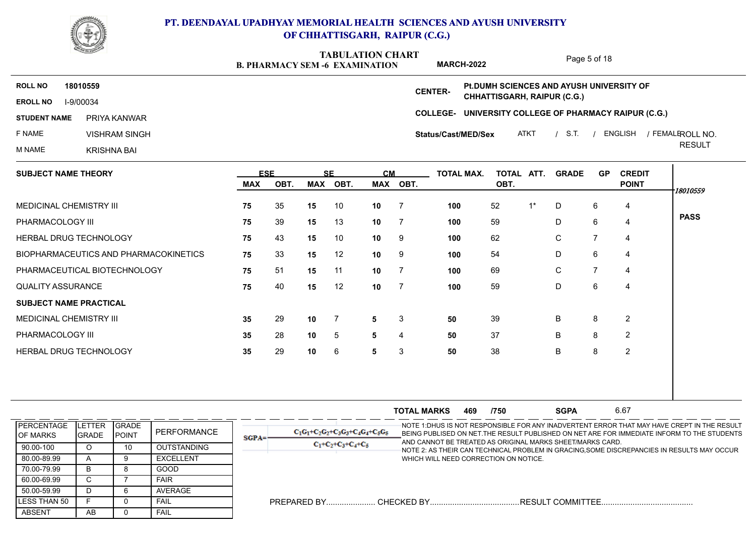# PT. DEENDAYAL UPADHYAY MEMORIAL HEALTH SCIENCES AND AYUSH UNIVERSITY OF CHHATTISGARH, RAIPUR (C.G.)

## TABULATION CHART

**B. PHARMACY SEM -6 EXAMINATION** **MARCH-2022**

**ROLL NO** 18010559
**EROLL NO** I-9/00034
**STUDENT NAME** PRIYA KANWAR
F NAME VISHRAM SINGH
M NAME KRISHNA BAI

**CENTER-** Pt.DUMH SCIENCES AND AYUSH UNIVERSITY OF CHHATTISGARH, RAIPUR (C.G.)
**COLLEGE-** UNIVERSITY COLLEGE OF PHARMACY RAIPUR (C.G.)
**Status/Cast/MED/Sex** ATKT / S.T. / ENGLISH / FEMALE

ROLL NO. RESULT: 18010559 — **PASS**

| SUBJECT NAME THEORY | ESE MAX | ESE OBT. | SE MAX | SE OBT. | CM MAX | CM OBT. | TOTAL MAX. | TOTAL OBT. | ATT. | GRADE | GP | CREDIT POINT |
|---|---|---|---|---|---|---|---|---|---|---|---|---|
| MEDICINAL CHEMISTRY III | 75 | 35 | 15 | 10 | 10 | 7 | 100 | 52 | 1* | D | 6 | 4 |
| PHARMACOLOGY III | 75 | 39 | 15 | 13 | 10 | 7 | 100 | 59 | | D | 6 | 4 |
| HERBAL DRUG TECHNOLOGY | 75 | 43 | 15 | 10 | 10 | 9 | 100 | 62 | | C | 7 | 4 |
| BIOPHARMACEUTICS AND PHARMACOKINETICS | 75 | 33 | 15 | 12 | 10 | 9 | 100 | 54 | | D | 6 | 4 |
| PHARMACEUTICAL BIOTECHNOLOGY | 75 | 51 | 15 | 11 | 10 | 7 | 100 | 69 | | C | 7 | 4 |
| QUALITY ASSURANCE | 75 | 40 | 15 | 12 | 10 | 7 | 100 | 59 | | D | 6 | 4 |
| **SUBJECT NAME PRACTICAL** | | | | | | | | | | | | |
| MEDICINAL CHEMISTRY III | 35 | 29 | 10 | 7 | 5 | 3 | 50 | 39 | | B | 8 | 2 |
| PHARMACOLOGY III | 35 | 28 | 10 | 5 | 5 | 4 | 50 | 37 | | B | 8 | 2 |
| HERBAL DRUG TECHNOLOGY | 35 | 29 | 10 | 6 | 5 | 3 | 50 | 38 | | B | 8 | 2 |

**TOTAL MARKS** 469 /750 **SGPA** 6.67

| PERCENTAGE OF MARKS | LETTER GRADE | GRADE POINT | PERFORMANCE |
|---|---|---|---|
| 90.00-100 | O | 10 | OUTSTANDING |
| 80.00-89.99 | A | 9 | EXCELLENT |
| 70.00-79.99 | B | 8 | GOOD |
| 60.00-69.99 | C | 7 | FAIR |
| 50.00-59.99 | D | 6 | AVERAGE |
| LESS THAN 50 | F | 0 | FAIL |
| ABSENT | AB | 0 | FAIL |

$$SGPA = \frac{C_1G_1+C_2G_2+C_3G_3+C_4G_4+C_5G_5}{C_1+C_2+C_3+C_4+C_5}$$

NOTE 1:DHUS IS NOT RESPONSIBLE FOR ANY INADVERTENT ERROR THAT MAY HAVE CREPT IN THE RESULT BEING PUBLISED ON NET.THE RESULT PUBLISHED ON NET ARE FOR IMMEDIATE INFORM TO THE STUDENTS AND CANNOT BE TREATED AS ORIGINAL MARKS SHEET/MARKS CARD.
NOTE 2: AS THEIR CAN TECHNICAL PROBLEM IN GRACING,SOME DISCREPANCIES IN RESULTS MAY OCCUR WHICH WILL NEED CORRECTION ON NOTICE.

PREPARED BY...................... CHECKED BY........................................RESULT COMMITTEE.........................................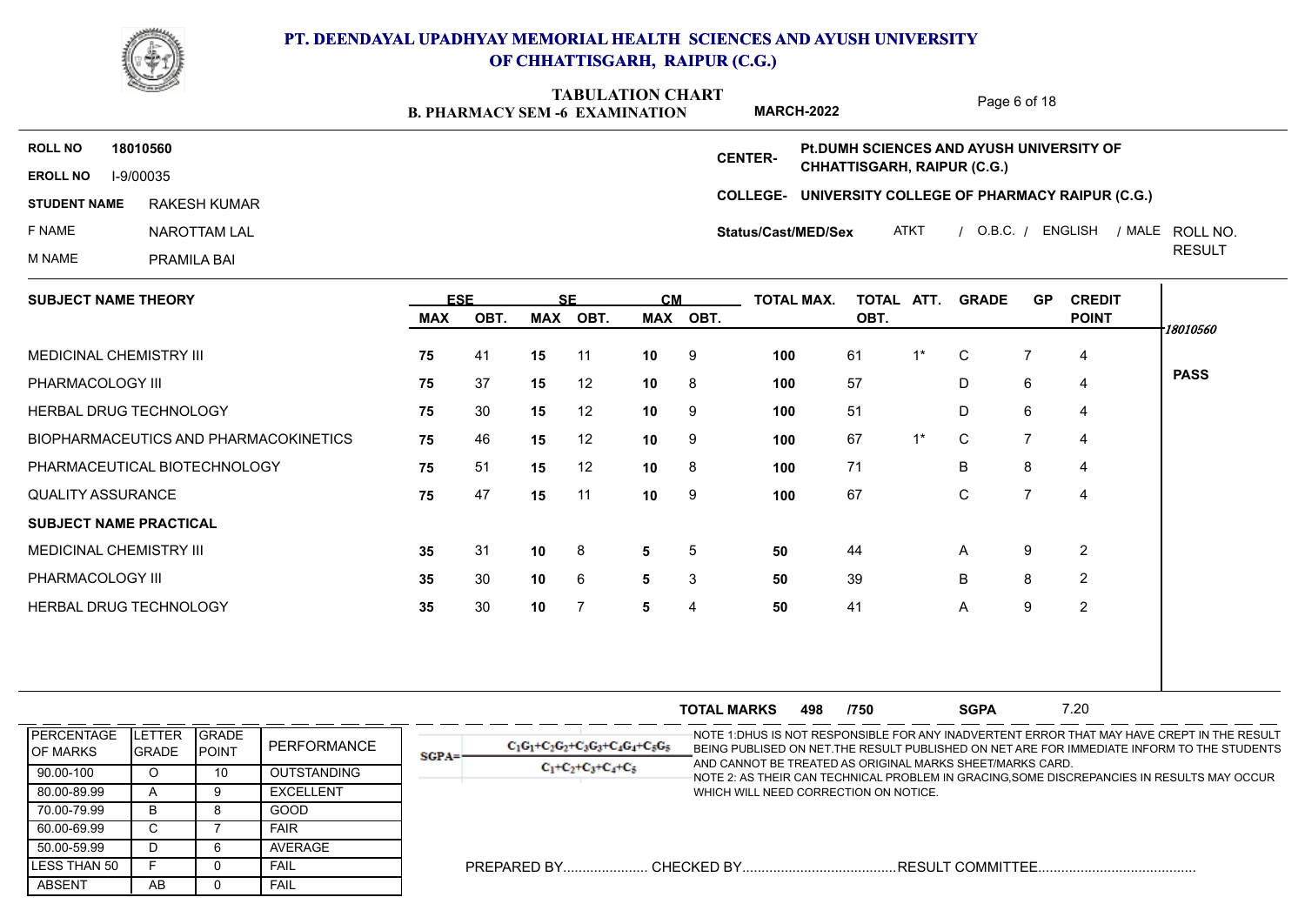# PT. DEENDAYAL UPADHYAY MEMORIAL HEALTH SCIENCES AND AYUSH UNIVERSITY OF CHHATTISGARH, RAIPUR (C.G.)

## TABULATION CHART
**B. PHARMACY SEM -6 EXAMINATION** **MARCH-2022**

**ROLL NO** 18010560
**EROLL NO** I-9/00035
**STUDENT NAME** RAKESH KUMAR
F NAME NAROTTAM LAL
M NAME PRAMILA BAI

**CENTER-** Pt.DUMH SCIENCES AND AYUSH UNIVERSITY OF CHHATTISGARH, RAIPUR (C.G.)
**COLLEGE-** UNIVERSITY COLLEGE OF PHARMACY RAIPUR (C.G.)
**Status/Cast/MED/Sex** ATKT / O.B.C. / ENGLISH / MALE

| SUBJECT NAME THEORY | ESE | | SE | | CM | | TOTAL MAX. | TOTAL OBT. | ATT. | GRADE | GP | CREDIT POINT | ROLL NO. RESULT |
|---|---|---|---|---|---|---|---|---|---|---|---|---|---|
| | MAX | OBT. | MAX | OBT. | MAX | OBT. | | | | | | | 18010560 |
| MEDICINAL CHEMISTRY III | 75 | 41 | 15 | 11 | 10 | 9 | 100 | 61 | 1* | C | 7 | 4 | PASS |
| PHARMACOLOGY III | 75 | 37 | 15 | 12 | 10 | 8 | 100 | 57 | | D | 6 | 4 | |
| HERBAL DRUG TECHNOLOGY | 75 | 30 | 15 | 12 | 10 | 9 | 100 | 51 | | D | 6 | 4 | |
| BIOPHARMACEUTICS AND PHARMACOKINETICS | 75 | 46 | 15 | 12 | 10 | 9 | 100 | 67 | 1* | C | 7 | 4 | |
| PHARMACEUTICAL BIOTECHNOLOGY | 75 | 51 | 15 | 12 | 10 | 8 | 100 | 71 | | B | 8 | 4 | |
| QUALITY ASSURANCE | 75 | 47 | 15 | 11 | 10 | 9 | 100 | 67 | | C | 7 | 4 | |
| **SUBJECT NAME PRACTICAL** | | | | | | | | | | | | | |
| MEDICINAL CHEMISTRY III | 35 | 31 | 10 | 8 | 5 | 5 | 50 | 44 | | A | 9 | 2 | |
| PHARMACOLOGY III | 35 | 30 | 10 | 6 | 5 | 3 | 50 | 39 | | B | 8 | 2 | |
| HERBAL DRUG TECHNOLOGY | 35 | 30 | 10 | 7 | 5 | 4 | 50 | 41 | | A | 9 | 2 | |

**TOTAL MARKS** 498 /750 **SGPA** 7.20

| PERCENTAGE OF MARKS | LETTER GRADE | GRADE POINT | PERFORMANCE |
|---|---|---|---|
| 90.00-100 | O | 10 | OUTSTANDING |
| 80.00-89.99 | A | 9 | EXCELLENT |
| 70.00-79.99 | B | 8 | GOOD |
| 60.00-69.99 | C | 7 | FAIR |
| 50.00-59.99 | D | 6 | AVERAGE |
| LESS THAN 50 | F | 0 | FAIL |
| ABSENT | AB | 0 | FAIL |

$$SGPA = \frac{C_1G_1+C_2G_2+C_3G_3+C_4G_4+C_5G_5}{C_1+C_2+C_3+C_4+C_5}$$

NOTE 1:DHUS IS NOT RESPONSIBLE FOR ANY INADVERTENT ERROR THAT MAY HAVE CREPT IN THE RESULT BEING PUBLISED ON NET.THE RESULT PUBLISHED ON NET ARE FOR IMMEDIATE INFORM TO THE STUDENTS AND CANNOT BE TREATED AS ORIGINAL MARKS SHEET/MARKS CARD.
NOTE 2: AS THEIR CAN TECHNICAL PROBLEM IN GRACING,SOME DISCREPANCIES IN RESULTS MAY OCCUR WHICH WILL NEED CORRECTION ON NOTICE.

PREPARED BY...................... CHECKED BY........................................RESULT COMMITTEE.........................................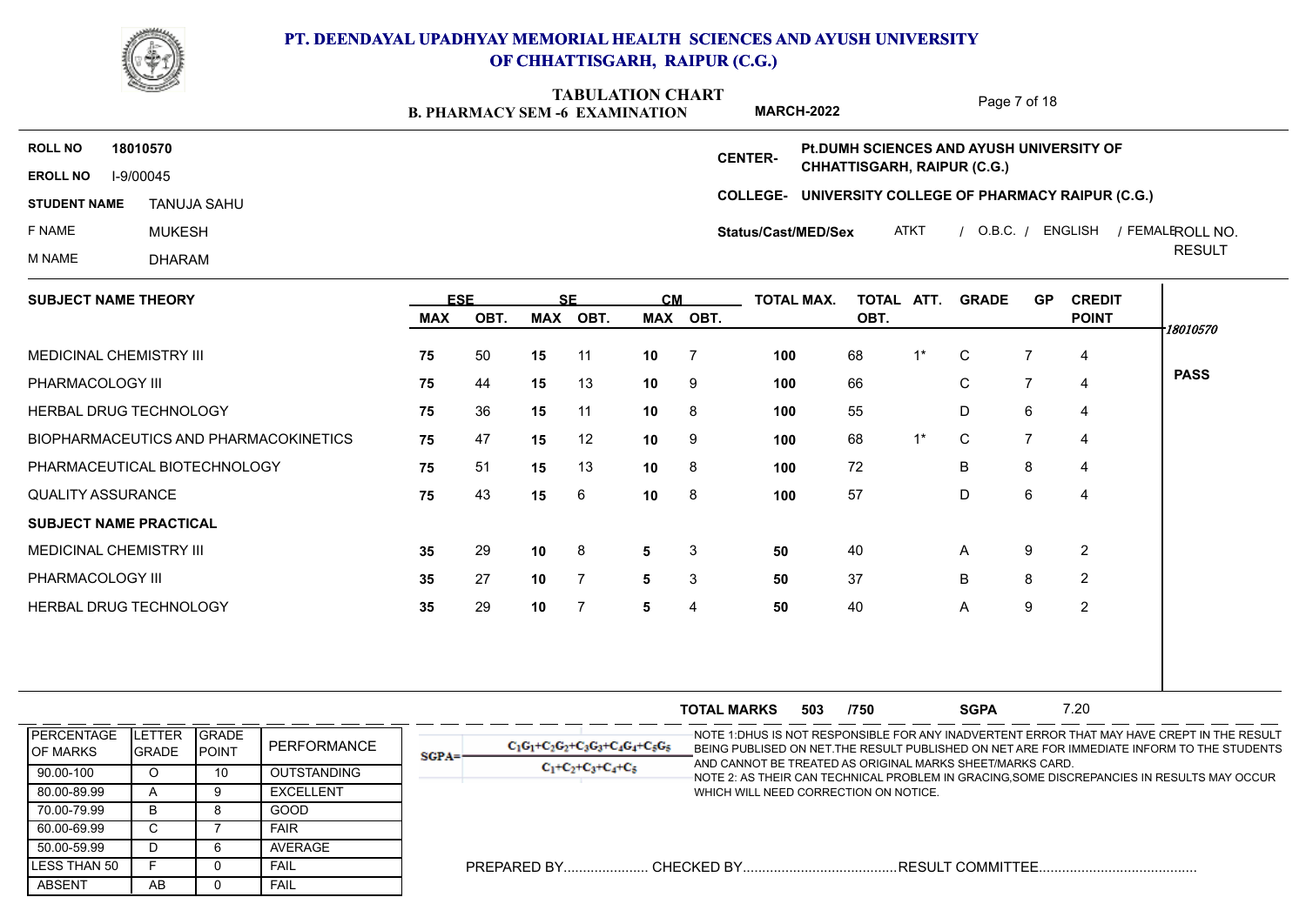# PT. DEENDAYAL UPADHYAY MEMORIAL HEALTH SCIENCES AND AYUSH UNIVERSITY OF CHHATTISGARH, RAIPUR (C.G.)

## TABULATION CHART

**B. PHARMACY SEM -6 EXAMINATION** **MARCH-2022**

**ROLL NO** 18010570

**EROLL NO** I-9/00045

**STUDENT NAME** TANUJA SAHU

F NAME MUKESH

M NAME DHARAM

**CENTER-** Pt.DUMH SCIENCES AND AYUSH UNIVERSITY OF CHHATTISGARH, RAIPUR (C.G.)

**COLLEGE-** UNIVERSITY COLLEGE OF PHARMACY RAIPUR (C.G.)

**Status/Cast/MED/Sex** ATKT / O.B.C. / ENGLISH / FEMALE

ROLL NO. RESULT

| SUBJECT NAME THEORY | ESE MAX | ESE OBT. | SE MAX | SE OBT. | CM MAX | CM OBT. | TOTAL MAX. | TOTAL OBT. | ATT. | GRADE | GP | CREDIT POINT |
|---|---|---|---|---|---|---|---|---|---|---|---|---|
| MEDICINAL CHEMISTRY III | 75 | 50 | 15 | 11 | 10 | 7 | 100 | 68 | 1* | C | 7 | 4 |
| PHARMACOLOGY III | 75 | 44 | 15 | 13 | 10 | 9 | 100 | 66 | | C | 7 | 4 |
| HERBAL DRUG TECHNOLOGY | 75 | 36 | 15 | 11 | 10 | 8 | 100 | 55 | | D | 6 | 4 |
| BIOPHARMACEUTICS AND PHARMACOKINETICS | 75 | 47 | 15 | 12 | 10 | 9 | 100 | 68 | 1* | C | 7 | 4 |
| PHARMACEUTICAL BIOTECHNOLOGY | 75 | 51 | 15 | 13 | 10 | 8 | 100 | 72 | | B | 8 | 4 |
| QUALITY ASSURANCE | 75 | 43 | 15 | 6 | 10 | 8 | 100 | 57 | | D | 6 | 4 |
| **SUBJECT NAME PRACTICAL** | | | | | | | | | | | | |
| MEDICINAL CHEMISTRY III | 35 | 29 | 10 | 8 | 5 | 3 | 50 | 40 | | A | 9 | 2 |
| PHARMACOLOGY III | 35 | 27 | 10 | 7 | 5 | 3 | 50 | 37 | | B | 8 | 2 |
| HERBAL DRUG TECHNOLOGY | 35 | 29 | 10 | 7 | 5 | 4 | 50 | 40 | | A | 9 | 2 |

*18010570*

**PASS**

**TOTAL MARKS** 503 /750 **SGPA** 7.20

| PERCENTAGE OF MARKS | LETTER GRADE | GRADE POINT | PERFORMANCE |
|---|---|---|---|
| 90.00-100 | O | 10 | OUTSTANDING |
| 80.00-89.99 | A | 9 | EXCELLENT |
| 70.00-79.99 | B | 8 | GOOD |
| 60.00-69.99 | C | 7 | FAIR |
| 50.00-59.99 | D | 6 | AVERAGE |
| LESS THAN 50 | F | 0 | FAIL |
| ABSENT | AB | 0 | FAIL |

$$SGPA = \frac{C_1G_1+C_2G_2+C_3G_3+C_4G_4+C_5G_5}{C_1+C_2+C_3+C_4+C_5}$$

NOTE 1:DHUS IS NOT RESPONSIBLE FOR ANY INADVERTENT ERROR THAT MAY HAVE CREPT IN THE RESULT BEING PUBLISED ON NET.THE RESULT PUBLISHED ON NET ARE FOR IMMEDIATE INFORM TO THE STUDENTS AND CANNOT BE TREATED AS ORIGINAL MARKS SHEET/MARKS CARD.
NOTE 2: AS THEIR CAN TECHNICAL PROBLEM IN GRACING,SOME DISCREPANCIES IN RESULTS MAY OCCUR WHICH WILL NEED CORRECTION ON NOTICE.

PREPARED BY...................... CHECKED BY........................................RESULT COMMITTEE.........................................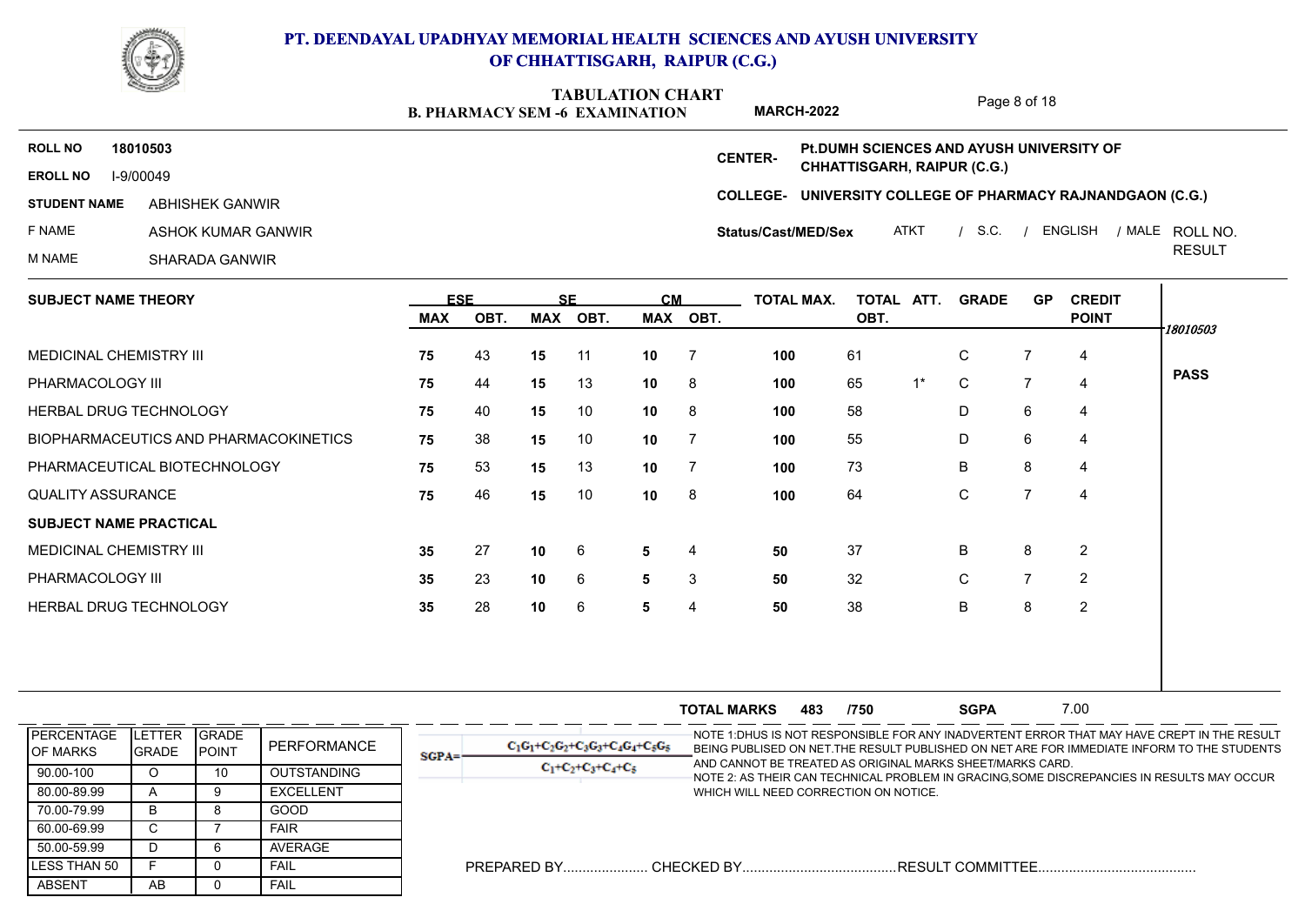# PT. DEENDAYAL UPADHYAY MEMORIAL HEALTH SCIENCES AND AYUSH UNIVERSITY OF CHHATTISGARH, RAIPUR (C.G.)

## TABULATION CHART

**B. PHARMACY SEM -6 EXAMINATION** **MARCH-2022**

**ROLL NO** 18010503
**EROLL NO** I-9/00049
**STUDENT NAME** ABHISHEK GANWIR
F NAME ASHOK KUMAR GANWIR
M NAME SHARADA GANWIR

**CENTER-** Pt.DUMH SCIENCES AND AYUSH UNIVERSITY OF CHHATTISGARH, RAIPUR (C.G.)
**COLLEGE-** UNIVERSITY COLLEGE OF PHARMACY RAJNANDGAON (C.G.)
**Status/Cast/MED/Sex** ATKT / S.C. / ENGLISH / MALE

| SUBJECT NAME THEORY | ESE MAX | ESE OBT. | SE MAX | SE OBT. | CM MAX | CM OBT. | TOTAL MAX. | TOTAL OBT. | ATT. | GRADE | GP | CREDIT POINT | ROLL NO. RESULT |
|---|---|---|---|---|---|---|---|---|---|---|---|---|---|
| | | | | | | | | | | | | | 18010503 |
| MEDICINAL CHEMISTRY III | 75 | 43 | 15 | 11 | 10 | 7 | 100 | 61 | | C | 7 | 4 | |
| PHARMACOLOGY III | 75 | 44 | 15 | 13 | 10 | 8 | 100 | 65 | 1* | C | 7 | 4 | PASS |
| HERBAL DRUG TECHNOLOGY | 75 | 40 | 15 | 10 | 10 | 8 | 100 | 58 | | D | 6 | 4 | |
| BIOPHARMACEUTICS AND PHARMACOKINETICS | 75 | 38 | 15 | 10 | 10 | 7 | 100 | 55 | | D | 6 | 4 | |
| PHARMACEUTICAL BIOTECHNOLOGY | 75 | 53 | 15 | 13 | 10 | 7 | 100 | 73 | | B | 8 | 4 | |
| QUALITY ASSURANCE | 75 | 46 | 15 | 10 | 10 | 8 | 100 | 64 | | C | 7 | 4 | |
| **SUBJECT NAME PRACTICAL** | | | | | | | | | | | | | |
| MEDICINAL CHEMISTRY III | 35 | 27 | 10 | 6 | 5 | 4 | 50 | 37 | | B | 8 | 2 | |
| PHARMACOLOGY III | 35 | 23 | 10 | 6 | 5 | 3 | 50 | 32 | | C | 7 | 2 | |
| HERBAL DRUG TECHNOLOGY | 35 | 28 | 10 | 6 | 5 | 4 | 50 | 38 | | B | 8 | 2 | |

**TOTAL MARKS** 483 /750 **SGPA** 7.00

| PERCENTAGE OF MARKS | LETTER GRADE | GRADE POINT | PERFORMANCE |
|---|---|---|---|
| 90.00-100 | O | 10 | OUTSTANDING |
| 80.00-89.99 | A | 9 | EXCELLENT |
| 70.00-79.99 | B | 8 | GOOD |
| 60.00-69.99 | C | 7 | FAIR |
| 50.00-59.99 | D | 6 | AVERAGE |
| LESS THAN 50 | F | 0 | FAIL |
| ABSENT | AB | 0 | FAIL |

$$SGPA = \frac{C_1G_1+C_2G_2+C_3G_3+C_4G_4+C_5G_5}{C_1+C_2+C_3+C_4+C_5}$$

NOTE 1:DHUS IS NOT RESPONSIBLE FOR ANY INADVERTENT ERROR THAT MAY HAVE CREPT IN THE RESULT BEING PUBLISED ON NET.THE RESULT PUBLISHED ON NET ARE FOR IMMEDIATE INFORM TO THE STUDENTS AND CANNOT BE TREATED AS ORIGINAL MARKS SHEET/MARKS CARD.
NOTE 2: AS THEIR CAN TECHNICAL PROBLEM IN GRACING,SOME DISCREPANCIES IN RESULTS MAY OCCUR WHICH WILL NEED CORRECTION ON NOTICE.

PREPARED BY...................... CHECKED BY........................................ RESULT COMMITTEE.........................................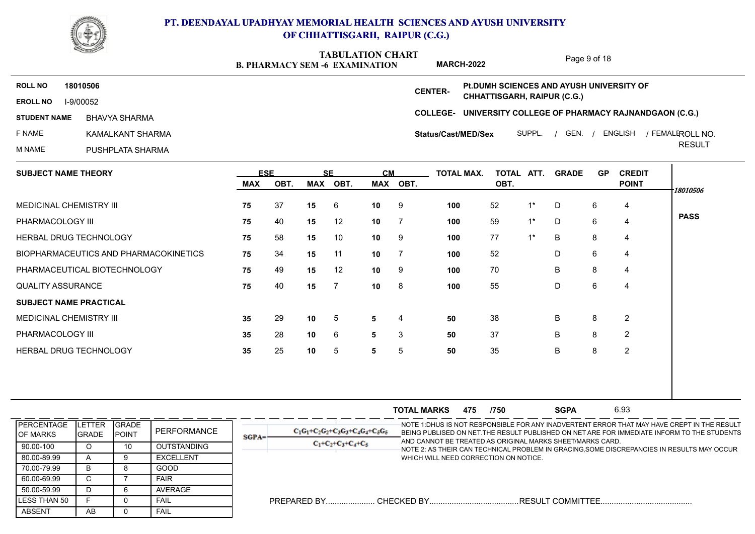# PT. DEENDAYAL UPADHYAY MEMORIAL HEALTH SCIENCES AND AYUSH UNIVERSITY OF CHHATTISGARH, RAIPUR (C.G.)

## TABULATION CHART

**B. PHARMACY SEM -6 EXAMINATION** **MARCH-2022**

**ROLL NO** **18010506**

**EROLL NO** I-9/00052

**STUDENT NAME** BHAVYA SHARMA

F NAME KAMALKANT SHARMA

M NAME PUSHPLATA SHARMA

**CENTER-** **Pt.DUMH SCIENCES AND AYUSH UNIVERSITY OF CHHATTISGARH, RAIPUR (C.G.)**

**COLLEGE-** **UNIVERSITY COLLEGE OF PHARMACY RAJNANDGAON (C.G.)**

**Status/Cast/MED/Sex** SUPPL. / GEN. / ENGLISH / FEMALE

ROLL NO. RESULT

| SUBJECT NAME THEORY | ESE MAX | ESE OBT. | SE MAX | SE OBT. | CM MAX | CM OBT. | TOTAL MAX. | TOTAL OBT. | ATT. | GRADE | GP | CREDIT POINT |
|---|---|---|---|---|---|---|---|---|---|---|---|---|
| MEDICINAL CHEMISTRY III | 75 | 37 | 15 | 6 | 10 | 9 | 100 | 52 | 1* | D | 6 | 4 |
| PHARMACOLOGY III | 75 | 40 | 15 | 12 | 10 | 7 | 100 | 59 | 1* | D | 6 | 4 |
| HERBAL DRUG TECHNOLOGY | 75 | 58 | 15 | 10 | 10 | 9 | 100 | 77 | 1* | B | 8 | 4 |
| BIOPHARMACEUTICS AND PHARMACOKINETICS | 75 | 34 | 15 | 11 | 10 | 7 | 100 | 52 | | D | 6 | 4 |
| PHARMACEUTICAL BIOTECHNOLOGY | 75 | 49 | 15 | 12 | 10 | 9 | 100 | 70 | | B | 8 | 4 |
| QUALITY ASSURANCE | 75 | 40 | 15 | 7 | 10 | 8 | 100 | 55 | | D | 6 | 4 |
| **SUBJECT NAME PRACTICAL** | | | | | | | | | | | | |
| MEDICINAL CHEMISTRY III | 35 | 29 | 10 | 5 | 5 | 4 | 50 | 38 | | B | 8 | 2 |
| PHARMACOLOGY III | 35 | 28 | 10 | 6 | 5 | 3 | 50 | 37 | | B | 8 | 2 |
| HERBAL DRUG TECHNOLOGY | 35 | 25 | 10 | 5 | 5 | 5 | 50 | 35 | | B | 8 | 2 |

*18010506*

**PASS**

**TOTAL MARKS** 475 /750 **SGPA** 6.93

| PERCENTAGE OF MARKS | LETTER GRADE | GRADE POINT | PERFORMANCE |
|---|---|---|---|
| 90.00-100 | O | 10 | OUTSTANDING |
| 80.00-89.99 | A | 9 | EXCELLENT |
| 70.00-79.99 | B | 8 | GOOD |
| 60.00-69.99 | C | 7 | FAIR |
| 50.00-59.99 | D | 6 | AVERAGE |
| LESS THAN 50 | F | 0 | FAIL |
| ABSENT | AB | 0 | FAIL |

$$SGPA = \frac{C_1G_1+C_2G_2+C_3G_3+C_4G_4+C_5G_5}{C_1+C_2+C_3+C_4+C_5}$$

NOTE 1:DHUS IS NOT RESPONSIBLE FOR ANY INADVERTENT ERROR THAT MAY HAVE CREPT IN THE RESULT BEING PUBLISED ON NET.THE RESULT PUBLISHED ON NET ARE FOR IMMEDIATE INFORM TO THE STUDENTS AND CANNOT BE TREATED AS ORIGINAL MARKS SHEET/MARKS CARD.

NOTE 2: AS THEIR CAN TECHNICAL PROBLEM IN GRACING,SOME DISCREPANCIES IN RESULTS MAY OCCUR WHICH WILL NEED CORRECTION ON NOTICE.

PREPARED BY...................... CHECKED BY........................................RESULT COMMITTEE.........................................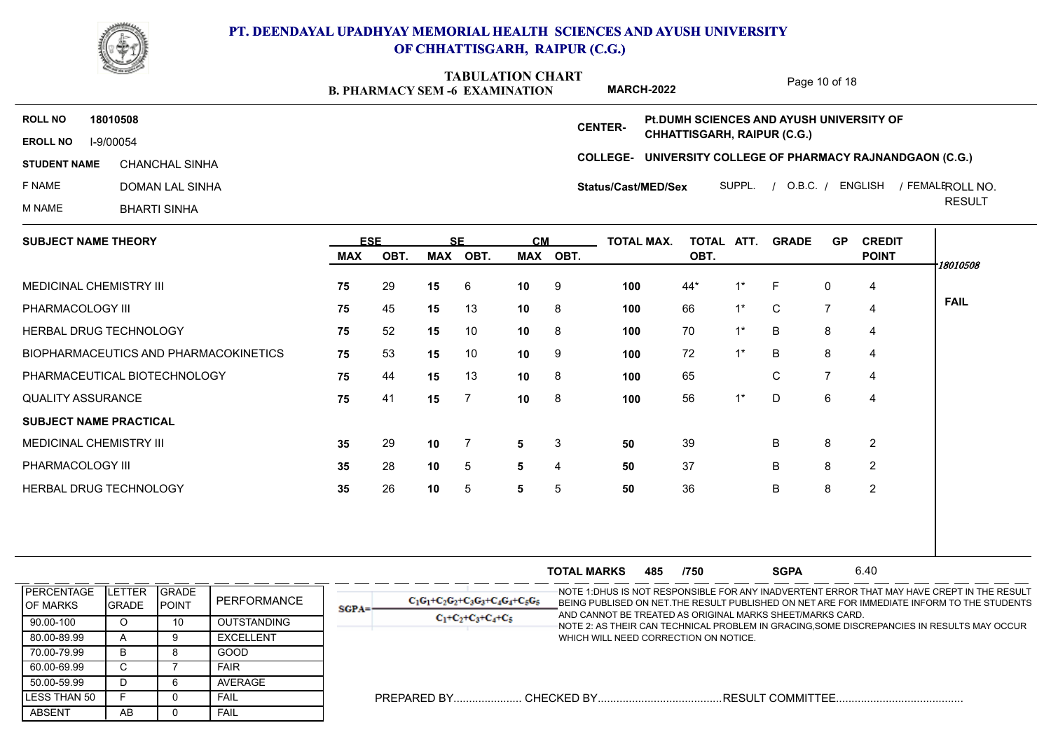# PT. DEENDAYAL UPADHYAY MEMORIAL HEALTH SCIENCES AND AYUSH UNIVERSITY OF CHHATTISGARH, RAIPUR (C.G.)

## TABULATION CHART

**B. PHARMACY SEM -6 EXAMINATION** **MARCH-2022**

**ROLL NO** 18010508
**EROLL NO** I-9/00054
**STUDENT NAME** CHANCHAL SINHA
F NAME DOMAN LAL SINHA
M NAME BHARTI SINHA

**CENTER-** Pt.DUMH SCIENCES AND AYUSH UNIVERSITY OF CHHATTISGARH, RAIPUR (C.G.)
**COLLEGE-** UNIVERSITY COLLEGE OF PHARMACY RAJNANDGAON (C.G.)
**Status/Cast/MED/Sex** SUPPL. / O.B.C. / ENGLISH / FEMALE

ROLL NO. RESULT: 18010508 — **FAIL**

| SUBJECT NAME THEORY | ESE MAX | ESE OBT. | SE MAX | SE OBT. | CM MAX | CM OBT. | TOTAL MAX. | TOTAL OBT. | ATT. | GRADE | GP | CREDIT POINT |
|---|---|---|---|---|---|---|---|---|---|---|---|---|
| MEDICINAL CHEMISTRY III | 75 | 29 | 15 | 6 | 10 | 9 | 100 | 44* | 1* | F | 0 | 4 |
| PHARMACOLOGY III | 75 | 45 | 15 | 13 | 10 | 8 | 100 | 66 | 1* | C | 7 | 4 |
| HERBAL DRUG TECHNOLOGY | 75 | 52 | 15 | 10 | 10 | 8 | 100 | 70 | 1* | B | 8 | 4 |
| BIOPHARMACEUTICS AND PHARMACOKINETICS | 75 | 53 | 15 | 10 | 10 | 9 | 100 | 72 | 1* | B | 8 | 4 |
| PHARMACEUTICAL BIOTECHNOLOGY | 75 | 44 | 15 | 13 | 10 | 8 | 100 | 65 | | C | 7 | 4 |
| QUALITY ASSURANCE | 75 | 41 | 15 | 7 | 10 | 8 | 100 | 56 | 1* | D | 6 | 4 |
| **SUBJECT NAME PRACTICAL** | | | | | | | | | | | | |
| MEDICINAL CHEMISTRY III | 35 | 29 | 10 | 7 | 5 | 3 | 50 | 39 | | B | 8 | 2 |
| PHARMACOLOGY III | 35 | 28 | 10 | 5 | 5 | 4 | 50 | 37 | | B | 8 | 2 |
| HERBAL DRUG TECHNOLOGY | 35 | 26 | 10 | 5 | 5 | 5 | 50 | 36 | | B | 8 | 2 |

**TOTAL MARKS** 485 /750 **SGPA** 6.40

| PERCENTAGE OF MARKS | LETTER GRADE | GRADE POINT | PERFORMANCE |
|---|---|---|---|
| 90.00-100 | O | 10 | OUTSTANDING |
| 80.00-89.99 | A | 9 | EXCELLENT |
| 70.00-79.99 | B | 8 | GOOD |
| 60.00-69.99 | C | 7 | FAIR |
| 50.00-59.99 | D | 6 | AVERAGE |
| LESS THAN 50 | F | 0 | FAIL |
| ABSENT | AB | 0 | FAIL |

$$SGPA = \frac{C_1G_1+C_2G_2+C_3G_3+C_4G_4+C_5G_5}{C_1+C_2+C_3+C_4+C_5}$$

NOTE 1:DHUS IS NOT RESPONSIBLE FOR ANY INADVERTENT ERROR THAT MAY HAVE CREPT IN THE RESULT BEING PUBLISED ON NET.THE RESULT PUBLISHED ON NET ARE FOR IMMEDIATE INFORM TO THE STUDENTS AND CANNOT BE TREATED AS ORIGINAL MARKS SHEET/MARKS CARD.
NOTE 2: AS THEIR CAN TECHNICAL PROBLEM IN GRACING,SOME DISCREPANCIES IN RESULTS MAY OCCUR WHICH WILL NEED CORRECTION ON NOTICE.

PREPARED BY...................... CHECKED BY........................................RESULT COMMITTEE.........................................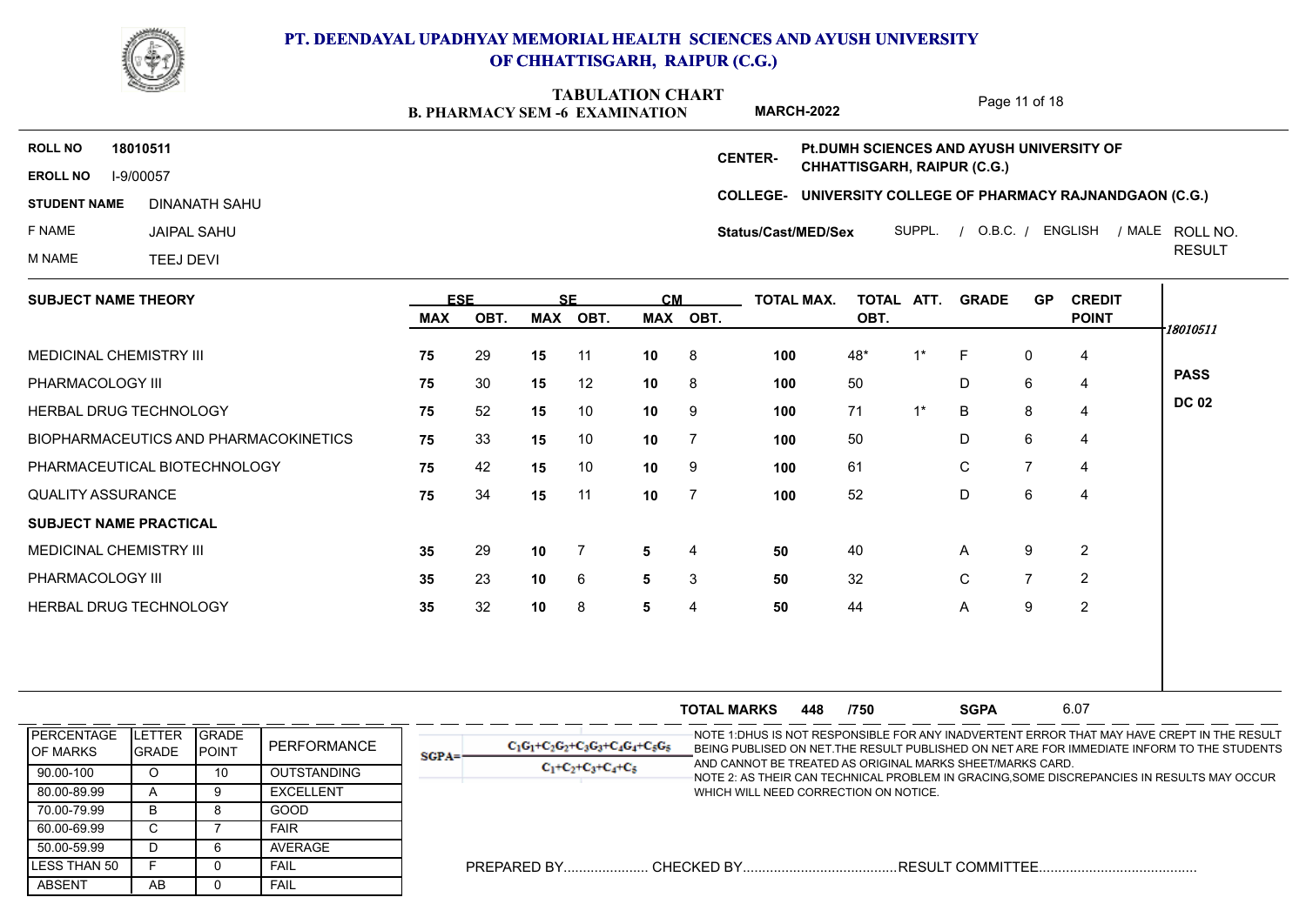# PT. DEENDAYAL UPADHYAY MEMORIAL HEALTH SCIENCES AND AYUSH UNIVERSITY OF CHHATTISGARH, RAIPUR (C.G.)

## TABULATION CHART

**B. PHARMACY SEM -6 EXAMINATION** **MARCH-2022**

**ROLL NO** 18010511
**EROLL NO** I-9/00057
**STUDENT NAME** DINANATH SAHU
F NAME JAIPAL SAHU
M NAME TEEJ DEVI

**CENTER-** Pt.DUMH SCIENCES AND AYUSH UNIVERSITY OF CHHATTISGARH, RAIPUR (C.G.)
**COLLEGE-** UNIVERSITY COLLEGE OF PHARMACY RAJNANDGAON (C.G.)
**Status/Cast/MED/Sex** SUPPL. / O.B.C. / ENGLISH / MALE

| SUBJECT NAME THEORY | ESE | | SE | | CM | | TOTAL MAX. | TOTAL OBT. | ATT. | GRADE | GP | CREDIT POINT | ROLL NO. RESULT |
|---|---|---|---|---|---|---|---|---|---|---|---|---|---|
| | MAX | OBT. | MAX | OBT. | MAX | OBT. | | | | | | | 18010511 |
| MEDICINAL CHEMISTRY III | 75 | 29 | 15 | 11 | 10 | 8 | 100 | 48* | 1* | F | 0 | 4 | |
| PHARMACOLOGY III | 75 | 30 | 15 | 12 | 10 | 8 | 100 | 50 | | D | 6 | 4 | **PASS** |
| HERBAL DRUG TECHNOLOGY | 75 | 52 | 15 | 10 | 10 | 9 | 100 | 71 | 1* | B | 8 | 4 | **DC 02** |
| BIOPHARMACEUTICS AND PHARMACOKINETICS | 75 | 33 | 15 | 10 | 10 | 7 | 100 | 50 | | D | 6 | 4 | |
| PHARMACEUTICAL BIOTECHNOLOGY | 75 | 42 | 15 | 10 | 10 | 9 | 100 | 61 | | C | 7 | 4 | |
| QUALITY ASSURANCE | 75 | 34 | 15 | 11 | 10 | 7 | 100 | 52 | | D | 6 | 4 | |
| **SUBJECT NAME PRACTICAL** | | | | | | | | | | | | | |
| MEDICINAL CHEMISTRY III | 35 | 29 | 10 | 7 | 5 | 4 | 50 | 40 | | A | 9 | 2 | |
| PHARMACOLOGY III | 35 | 23 | 10 | 6 | 5 | 3 | 50 | 32 | | C | 7 | 2 | |
| HERBAL DRUG TECHNOLOGY | 35 | 32 | 10 | 8 | 5 | 4 | 50 | 44 | | A | 9 | 2 | |

**TOTAL MARKS** 448 /750 **SGPA** 6.07

| PERCENTAGE OF MARKS | LETTER GRADE | GRADE POINT | PERFORMANCE |
|---|---|---|---|
| 90.00-100 | O | 10 | OUTSTANDING |
| 80.00-89.99 | A | 9 | EXCELLENT |
| 70.00-79.99 | B | 8 | GOOD |
| 60.00-69.99 | C | 7 | FAIR |
| 50.00-59.99 | D | 6 | AVERAGE |
| LESS THAN 50 | F | 0 | FAIL |
| ABSENT | AB | 0 | FAIL |

$$SGPA = \frac{C_1G_1+C_2G_2+C_3G_3+C_4G_4+C_5G_5}{C_1+C_2+C_3+C_4+C_5}$$

NOTE 1:DHUS IS NOT RESPONSIBLE FOR ANY INADVERTENT ERROR THAT MAY HAVE CREPT IN THE RESULT BEING PUBLISED ON NET.THE RESULT PUBLISHED ON NET ARE FOR IMMEDIATE INFORM TO THE STUDENTS AND CANNOT BE TREATED AS ORIGINAL MARKS SHEET/MARKS CARD.
NOTE 2: AS THEIR CAN TECHNICAL PROBLEM IN GRACING,SOME DISCREPANCIES IN RESULTS MAY OCCUR WHICH WILL NEED CORRECTION ON NOTICE.

PREPARED BY...................... CHECKED BY........................................RESULT COMMITTEE.........................................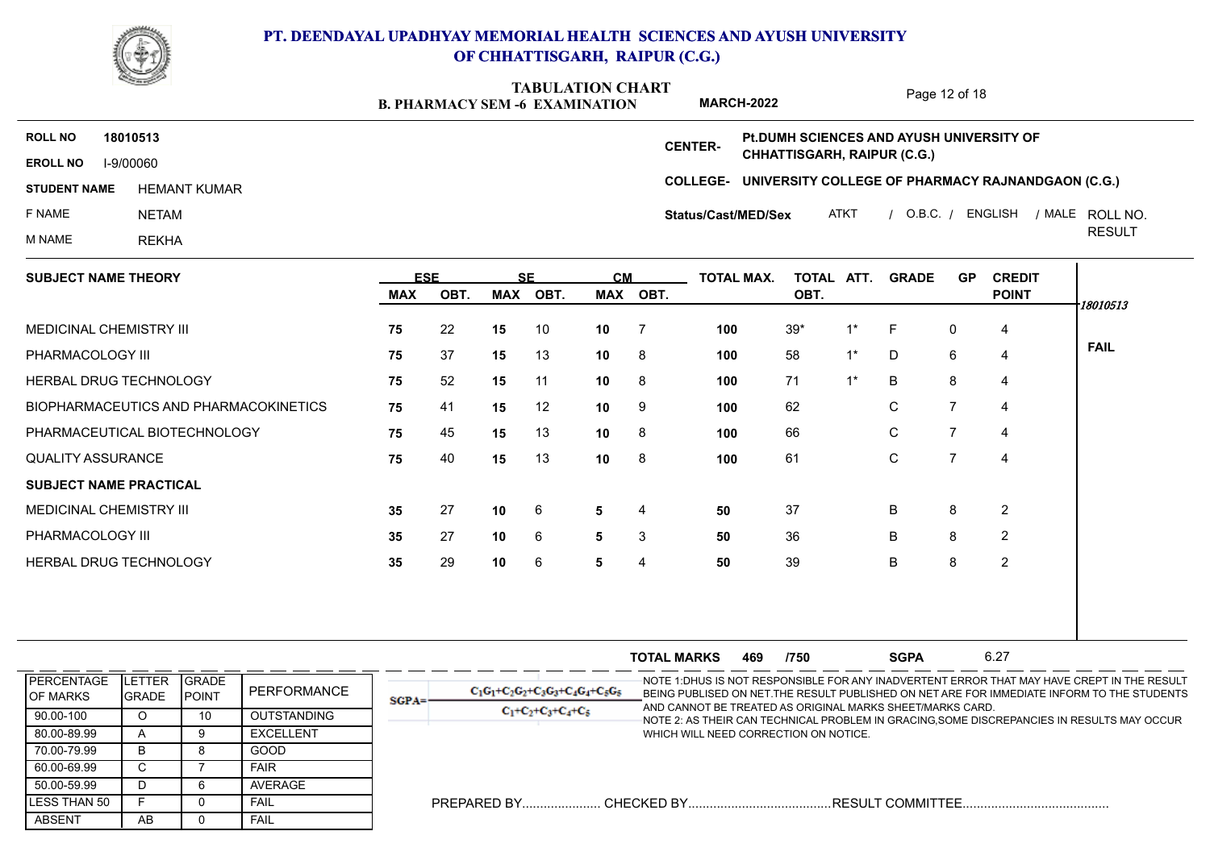# PT. DEENDAYAL UPADHYAY MEMORIAL HEALTH SCIENCES AND AYUSH UNIVERSITY OF CHHATTISGARH, RAIPUR (C.G.)

## TABULATION CHART

**B. PHARMACY SEM -6 EXAMINATION** **MARCH-2022**

**ROLL NO** 18010513
**EROLL NO** I-9/00060
**STUDENT NAME** HEMANT KUMAR
F NAME NETAM
M NAME REKHA

**CENTER-** Pt.DUMH SCIENCES AND AYUSH UNIVERSITY OF CHHATTISGARH, RAIPUR (C.G.)
**COLLEGE-** UNIVERSITY COLLEGE OF PHARMACY RAJNANDGAON (C.G.)
**Status/Cast/MED/Sex** ATKT / O.B.C. / ENGLISH / MALE

ROLL NO. RESULT: 18010513 — **FAIL**

| SUBJECT NAME THEORY | ESE MAX | ESE OBT. | SE MAX | SE OBT. | CM MAX | CM OBT. | TOTAL MAX. | TOTAL OBT. | ATT. | GRADE | GP | CREDIT POINT |
|---|---|---|---|---|---|---|---|---|---|---|---|---|
| MEDICINAL CHEMISTRY III | 75 | 22 | 15 | 10 | 10 | 7 | 100 | 39* | 1* | F | 0 | 4 |
| PHARMACOLOGY III | 75 | 37 | 15 | 13 | 10 | 8 | 100 | 58 | 1* | D | 6 | 4 |
| HERBAL DRUG TECHNOLOGY | 75 | 52 | 15 | 11 | 10 | 8 | 100 | 71 | 1* | B | 8 | 4 |
| BIOPHARMACEUTICS AND PHARMACOKINETICS | 75 | 41 | 15 | 12 | 10 | 9 | 100 | 62 | | C | 7 | 4 |
| PHARMACEUTICAL BIOTECHNOLOGY | 75 | 45 | 15 | 13 | 10 | 8 | 100 | 66 | | C | 7 | 4 |
| QUALITY ASSURANCE | 75 | 40 | 15 | 13 | 10 | 8 | 100 | 61 | | C | 7 | 4 |
| **SUBJECT NAME PRACTICAL** | | | | | | | | | | | | |
| MEDICINAL CHEMISTRY III | 35 | 27 | 10 | 6 | 5 | 4 | 50 | 37 | | B | 8 | 2 |
| PHARMACOLOGY III | 35 | 27 | 10 | 6 | 5 | 3 | 50 | 36 | | B | 8 | 2 |
| HERBAL DRUG TECHNOLOGY | 35 | 29 | 10 | 6 | 5 | 4 | 50 | 39 | | B | 8 | 2 |

**TOTAL MARKS** 469 /750 **SGPA** 6.27

| PERCENTAGE OF MARKS | LETTER GRADE | GRADE POINT | PERFORMANCE |
|---|---|---|---|
| 90.00-100 | O | 10 | OUTSTANDING |
| 80.00-89.99 | A | 9 | EXCELLENT |
| 70.00-79.99 | B | 8 | GOOD |
| 60.00-69.99 | C | 7 | FAIR |
| 50.00-59.99 | D | 6 | AVERAGE |
| LESS THAN 50 | F | 0 | FAIL |
| ABSENT | AB | 0 | FAIL |

$$SGPA = \frac{C_1G_1+C_2G_2+C_3G_3+C_4G_4+C_5G_5}{C_1+C_2+C_3+C_4+C_5}$$

NOTE 1:DHUS IS NOT RESPONSIBLE FOR ANY INADVERTENT ERROR THAT MAY HAVE CREPT IN THE RESULT BEING PUBLISED ON NET.THE RESULT PUBLISHED ON NET ARE FOR IMMEDIATE INFORM TO THE STUDENTS AND CANNOT BE TREATED AS ORIGINAL MARKS SHEET/MARKS CARD.
NOTE 2: AS THEIR CAN TECHNICAL PROBLEM IN GRACING,SOME DISCREPANCIES IN RESULTS MAY OCCUR WHICH WILL NEED CORRECTION ON NOTICE.

PREPARED BY...................... CHECKED BY........................................ RESULT COMMITTEE.........................................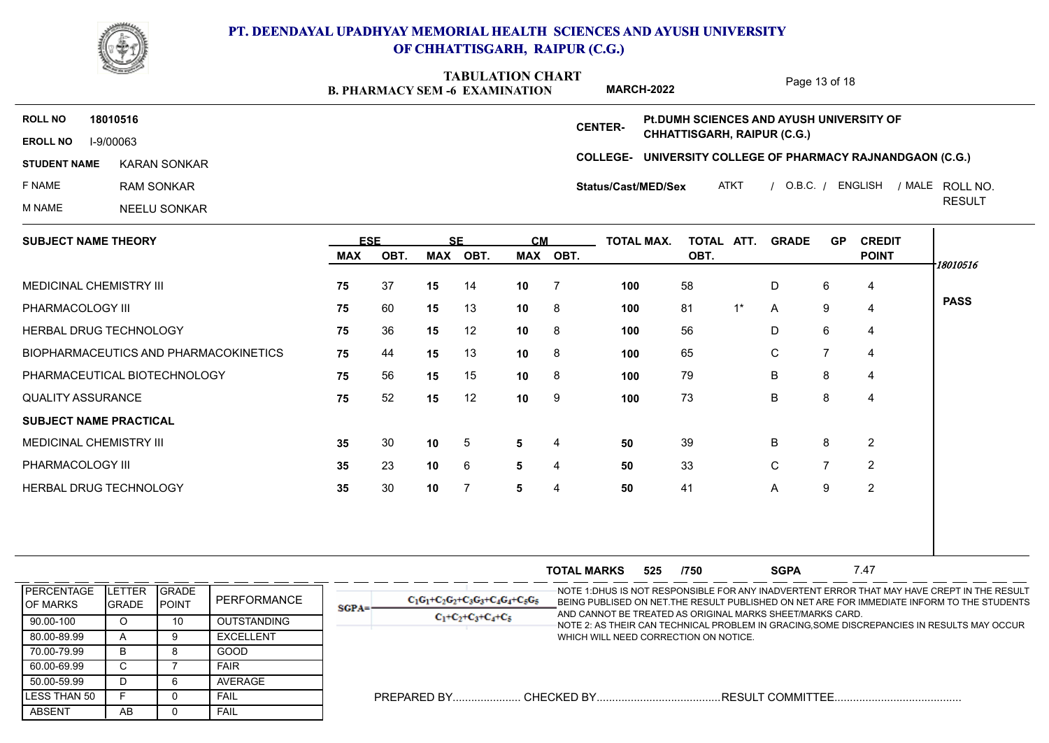# PT. DEENDAYAL UPADHYAY MEMORIAL HEALTH SCIENCES AND AYUSH UNIVERSITY OF CHHATTISGARH, RAIPUR (C.G.)

## TABULATION CHART

**B. PHARMACY SEM -6 EXAMINATION** **MARCH-2022**

**ROLL NO** 18010516
**EROLL NO** I-9/00063
**STUDENT NAME** KARAN SONKAR
F NAME RAM SONKAR
M NAME NEELU SONKAR

**CENTER-** Pt.DUMH SCIENCES AND AYUSH UNIVERSITY OF CHHATTISGARH, RAIPUR (C.G.)
**COLLEGE-** UNIVERSITY COLLEGE OF PHARMACY RAJNANDGAON (C.G.)
**Status/Cast/MED/Sex** ATKT / O.B.C. / ENGLISH / MALE

| SUBJECT NAME THEORY | ESE MAX | ESE OBT. | SE MAX | SE OBT. | CM MAX | CM OBT. | TOTAL MAX. | TOTAL OBT. | ATT. | GRADE | GP | CREDIT POINT | ROLL NO. RESULT |
|---|---|---|---|---|---|---|---|---|---|---|---|---|---|
| MEDICINAL CHEMISTRY III | 75 | 37 | 15 | 14 | 10 | 7 | 100 | 58 | | D | 6 | 4 | 18010516 |
| PHARMACOLOGY III | 75 | 60 | 15 | 13 | 10 | 8 | 100 | 81 | 1* | A | 9 | 4 | PASS |
| HERBAL DRUG TECHNOLOGY | 75 | 36 | 15 | 12 | 10 | 8 | 100 | 56 | | D | 6 | 4 | |
| BIOPHARMACEUTICS AND PHARMACOKINETICS | 75 | 44 | 15 | 13 | 10 | 8 | 100 | 65 | | C | 7 | 4 | |
| PHARMACEUTICAL BIOTECHNOLOGY | 75 | 56 | 15 | 15 | 10 | 8 | 100 | 79 | | B | 8 | 4 | |
| QUALITY ASSURANCE | 75 | 52 | 15 | 12 | 10 | 9 | 100 | 73 | | B | 8 | 4 | |
| **SUBJECT NAME PRACTICAL** | | | | | | | | | | | | | |
| MEDICINAL CHEMISTRY III | 35 | 30 | 10 | 5 | 5 | 4 | 50 | 39 | | B | 8 | 2 | |
| PHARMACOLOGY III | 35 | 23 | 10 | 6 | 5 | 4 | 50 | 33 | | C | 7 | 2 | |
| HERBAL DRUG TECHNOLOGY | 35 | 30 | 10 | 7 | 5 | 4 | 50 | 41 | | A | 9 | 2 | |

**TOTAL MARKS** 525 /750 **SGPA** 7.47

| PERCENTAGE OF MARKS | LETTER GRADE | GRADE POINT | PERFORMANCE |
|---|---|---|---|
| 90.00-100 | O | 10 | OUTSTANDING |
| 80.00-89.99 | A | 9 | EXCELLENT |
| 70.00-79.99 | B | 8 | GOOD |
| 60.00-69.99 | C | 7 | FAIR |
| 50.00-59.99 | D | 6 | AVERAGE |
| LESS THAN 50 | F | 0 | FAIL |
| ABSENT | AB | 0 | FAIL |

$$SGPA = \frac{C_1G_1+C_2G_2+C_3G_3+C_4G_4+C_5G_5}{C_1+C_2+C_3+C_4+C_5}$$

NOTE 1:DHUS IS NOT RESPONSIBLE FOR ANY INADVERTENT ERROR THAT MAY HAVE CREPT IN THE RESULT BEING PUBLISED ON NET.THE RESULT PUBLISHED ON NET ARE FOR IMMEDIATE INFORM TO THE STUDENTS AND CANNOT BE TREATED AS ORIGINAL MARKS SHEET/MARKS CARD.
NOTE 2: AS THEIR CAN TECHNICAL PROBLEM IN GRACING,SOME DISCREPANCIES IN RESULTS MAY OCCUR WHICH WILL NEED CORRECTION ON NOTICE.

PREPARED BY...................... CHECKED BY........................................RESULT COMMITTEE.........................................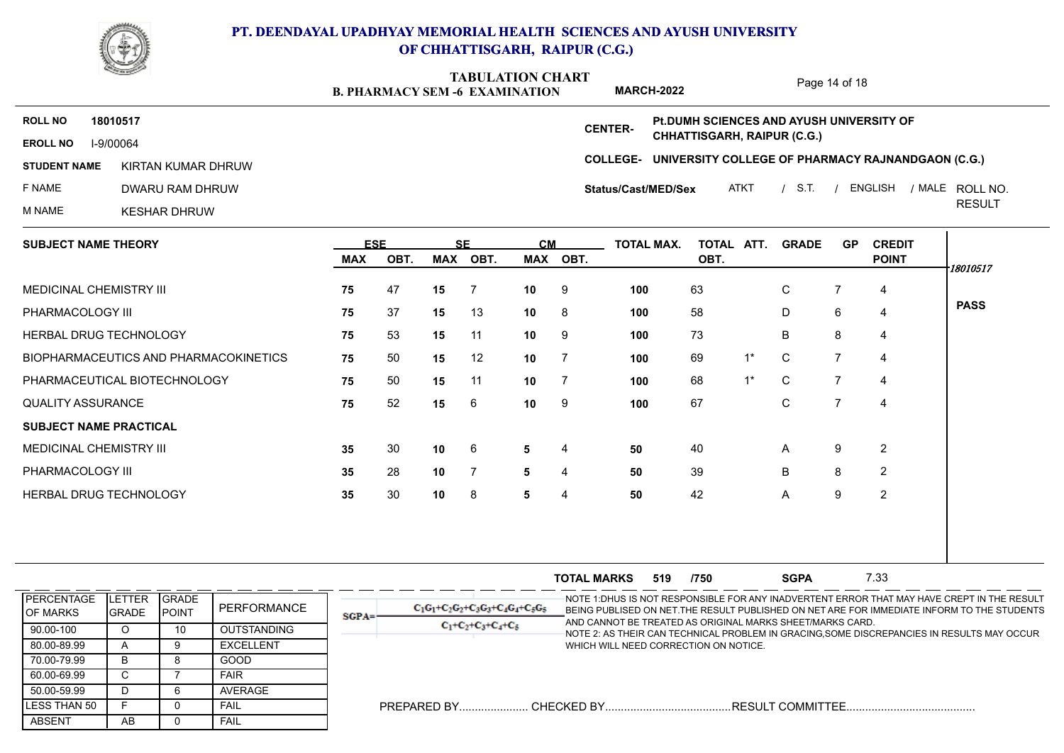# PT. DEENDAYAL UPADHYAY MEMORIAL HEALTH SCIENCES AND AYUSH UNIVERSITY OF CHHATTISGARH, RAIPUR (C.G.)

## TABULATION CHART

**B. PHARMACY SEM -6 EXAMINATION** **MARCH-2022**

**ROLL NO** 18010517
**EROLL NO** I-9/00064
**STUDENT NAME** KIRTAN KUMAR DHRUW
F NAME DWARU RAM DHRUW
M NAME KESHAR DHRUW

**CENTER-** Pt.DUMH SCIENCES AND AYUSH UNIVERSITY OF CHHATTISGARH, RAIPUR (C.G.)
**COLLEGE-** UNIVERSITY COLLEGE OF PHARMACY RAJNANDGAON (C.G.)
**Status/Cast/MED/Sex** ATKT / S.T. / ENGLISH / MALE

ROLL NO. RESULT: 18010517 — **PASS**

| SUBJECT NAME THEORY | ESE MAX | ESE OBT. | SE MAX | SE OBT. | CM MAX | CM OBT. | TOTAL MAX. | TOTAL OBT. | ATT. | GRADE | GP | CREDIT POINT |
|---|---|---|---|---|---|---|---|---|---|---|---|---|
| MEDICINAL CHEMISTRY III | 75 | 47 | 15 | 7 | 10 | 9 | 100 | 63 | | C | 7 | 4 |
| PHARMACOLOGY III | 75 | 37 | 15 | 13 | 10 | 8 | 100 | 58 | | D | 6 | 4 |
| HERBAL DRUG TECHNOLOGY | 75 | 53 | 15 | 11 | 10 | 9 | 100 | 73 | | B | 8 | 4 |
| BIOPHARMACEUTICS AND PHARMACOKINETICS | 75 | 50 | 15 | 12 | 10 | 7 | 100 | 69 | 1* | C | 7 | 4 |
| PHARMACEUTICAL BIOTECHNOLOGY | 75 | 50 | 15 | 11 | 10 | 7 | 100 | 68 | 1* | C | 7 | 4 |
| QUALITY ASSURANCE | 75 | 52 | 15 | 6 | 10 | 9 | 100 | 67 | | C | 7 | 4 |
| **SUBJECT NAME PRACTICAL** | | | | | | | | | | | | |
| MEDICINAL CHEMISTRY III | 35 | 30 | 10 | 6 | 5 | 4 | 50 | 40 | | A | 9 | 2 |
| PHARMACOLOGY III | 35 | 28 | 10 | 7 | 5 | 4 | 50 | 39 | | B | 8 | 2 |
| HERBAL DRUG TECHNOLOGY | 35 | 30 | 10 | 8 | 5 | 4 | 50 | 42 | | A | 9 | 2 |

**TOTAL MARKS** 519 /750 **SGPA** 7.33

| PERCENTAGE OF MARKS | LETTER GRADE | GRADE POINT | PERFORMANCE |
|---|---|---|---|
| 90.00-100 | O | 10 | OUTSTANDING |
| 80.00-89.99 | A | 9 | EXCELLENT |
| 70.00-79.99 | B | 8 | GOOD |
| 60.00-69.99 | C | 7 | FAIR |
| 50.00-59.99 | D | 6 | AVERAGE |
| LESS THAN 50 | F | 0 | FAIL |
| ABSENT | AB | 0 | FAIL |

$$SGPA = \frac{C_1G_1+C_2G_2+C_3G_3+C_4G_4+C_5G_5}{C_1+C_2+C_3+C_4+C_5}$$

NOTE 1:DHUS IS NOT RESPONSIBLE FOR ANY INADVERTENT ERROR THAT MAY HAVE CREPT IN THE RESULT BEING PUBLISED ON NET.THE RESULT PUBLISHED ON NET ARE FOR IMMEDIATE INFORM TO THE STUDENTS AND CANNOT BE TREATED AS ORIGINAL MARKS SHEET/MARKS CARD.
NOTE 2: AS THEIR CAN TECHNICAL PROBLEM IN GRACING,SOME DISCREPANCIES IN RESULTS MAY OCCUR WHICH WILL NEED CORRECTION ON NOTICE.

PREPARED BY...................... CHECKED BY........................................ RESULT COMMITTEE.........................................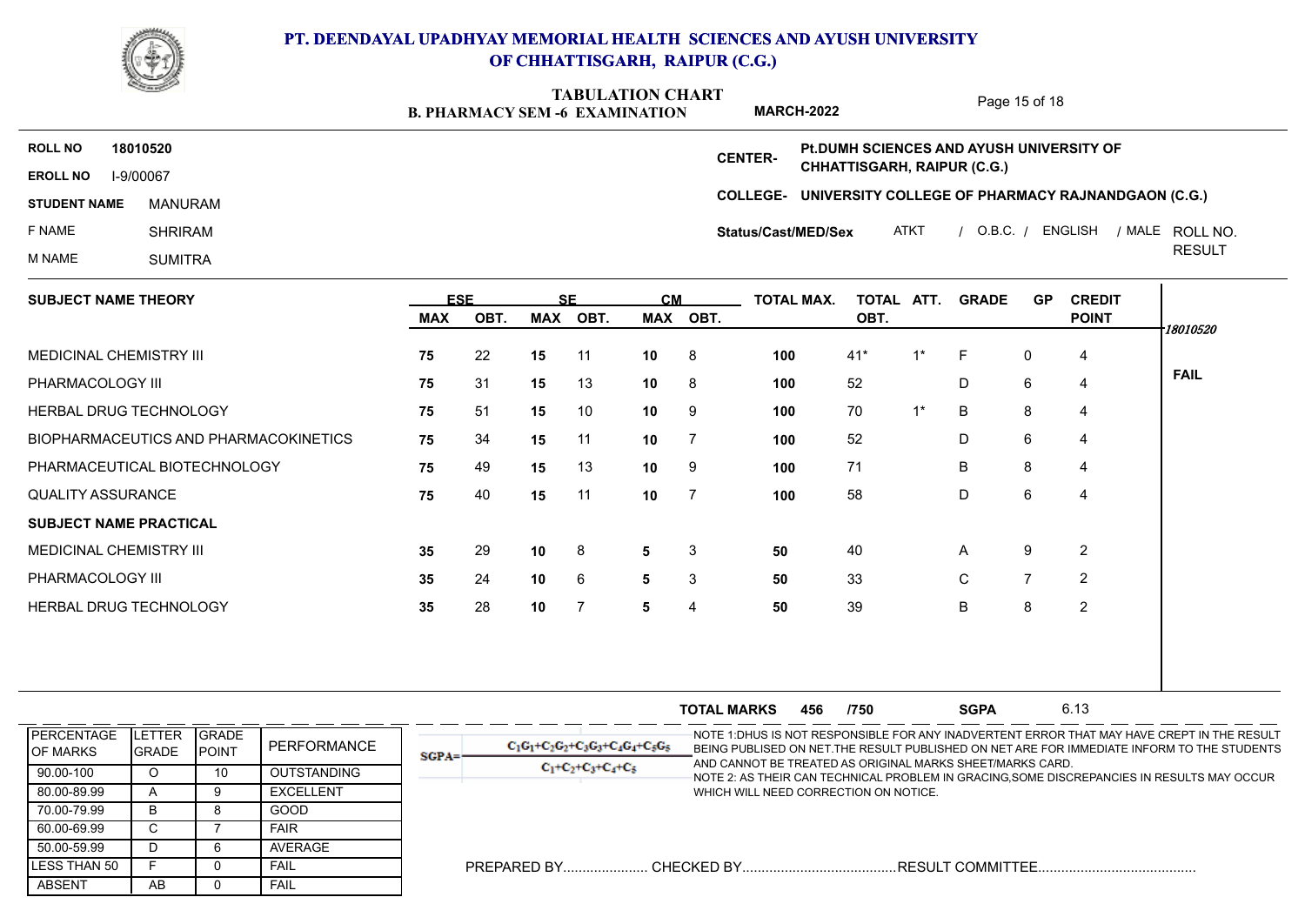## PT. DEENDAYAL UPADHYAY MEMORIAL HEALTH SCIENCES AND AYUSH UNIVERSITY OF CHHATTISGARH, RAIPUR (C.G.)

### TABULATION CHART
**B. PHARMACY SEM -6 EXAMINATION** **MARCH-2022**

**ROLL NO** 18010520
**EROLL NO** I-9/00067
**STUDENT NAME** MANURAM
F NAME SHRIRAM
M NAME SUMITRA

**CENTER-** Pt.DUMH SCIENCES AND AYUSH UNIVERSITY OF CHHATTISGARH, RAIPUR (C.G.)
**COLLEGE-** UNIVERSITY COLLEGE OF PHARMACY RAJNANDGAON (C.G.)
**Status/Cast/MED/Sex** ATKT / O.B.C. / ENGLISH / MALE

| SUBJECT NAME THEORY | ESE MAX | ESE OBT. | SE MAX | SE OBT. | CM MAX | CM OBT. | TOTAL MAX. | TOTAL OBT. | ATT. | GRADE | GP | CREDIT POINT | ROLL NO. RESULT |
|---|---|---|---|---|---|---|---|---|---|---|---|---|---|
| | | | | | | | | | | | | | 18010520 |
| MEDICINAL CHEMISTRY III | 75 | 22 | 15 | 11 | 10 | 8 | 100 | 41* | 1* | F | 0 | 4 | |
| PHARMACOLOGY III | 75 | 31 | 15 | 13 | 10 | 8 | 100 | 52 | | D | 6 | 4 | FAIL |
| HERBAL DRUG TECHNOLOGY | 75 | 51 | 15 | 10 | 10 | 9 | 100 | 70 | 1* | B | 8 | 4 | |
| BIOPHARMACEUTICS AND PHARMACOKINETICS | 75 | 34 | 15 | 11 | 10 | 7 | 100 | 52 | | D | 6 | 4 | |
| PHARMACEUTICAL BIOTECHNOLOGY | 75 | 49 | 15 | 13 | 10 | 9 | 100 | 71 | | B | 8 | 4 | |
| QUALITY ASSURANCE | 75 | 40 | 15 | 11 | 10 | 7 | 100 | 58 | | D | 6 | 4 | |
| **SUBJECT NAME PRACTICAL** | | | | | | | | | | | | | |
| MEDICINAL CHEMISTRY III | 35 | 29 | 10 | 8 | 5 | 3 | 50 | 40 | | A | 9 | 2 | |
| PHARMACOLOGY III | 35 | 24 | 10 | 6 | 5 | 3 | 50 | 33 | | C | 7 | 2 | |
| HERBAL DRUG TECHNOLOGY | 35 | 28 | 10 | 7 | 5 | 4 | 50 | 39 | | B | 8 | 2 | |

**TOTAL MARKS** 456 /750 **SGPA** 6.13

| PERCENTAGE OF MARKS | LETTER GRADE | GRADE POINT | PERFORMANCE |
|---|---|---|---|
| 90.00-100 | O | 10 | OUTSTANDING |
| 80.00-89.99 | A | 9 | EXCELLENT |
| 70.00-79.99 | B | 8 | GOOD |
| 60.00-69.99 | C | 7 | FAIR |
| 50.00-59.99 | D | 6 | AVERAGE |
| LESS THAN 50 | F | 0 | FAIL |
| ABSENT | AB | 0 | FAIL |

$$SGPA = \frac{C_1G_1+C_2G_2+C_3G_3+C_4G_4+C_5G_5}{C_1+C_2+C_3+C_4+C_5}$$

NOTE 1:DHUS IS NOT RESPONSIBLE FOR ANY INADVERTENT ERROR THAT MAY HAVE CREPT IN THE RESULT BEING PUBLISED ON NET.THE RESULT PUBLISHED ON NET ARE FOR IMMEDIATE INFORM TO THE STUDENTS AND CANNOT BE TREATED AS ORIGINAL MARKS SHEET/MARKS CARD.
NOTE 2: AS THEIR CAN TECHNICAL PROBLEM IN GRACING,SOME DISCREPANCIES IN RESULTS MAY OCCUR WHICH WILL NEED CORRECTION ON NOTICE.

PREPARED BY...................... CHECKED BY........................................RESULT COMMITTEE.........................................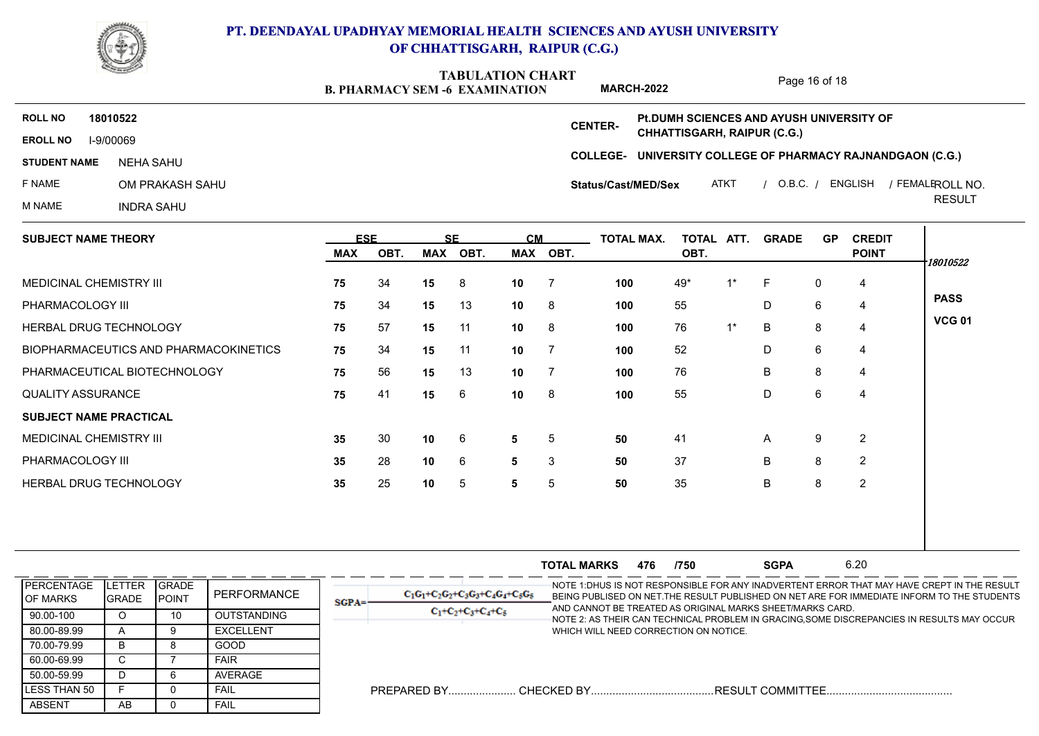# PT. DEENDAYAL UPADHYAY MEMORIAL HEALTH SCIENCES AND AYUSH UNIVERSITY OF CHHATTISGARH, RAIPUR (C.G.)

## TABULATION CHART

**B. PHARMACY SEM -6 EXAMINATION** **MARCH-2022**

**ROLL NO** 18010522

**EROLL NO** I-9/00069

**STUDENT NAME** NEHA SAHU

F NAME OM PRAKASH SAHU

M NAME INDRA SAHU

**CENTER-** **Pt.DUMH SCIENCES AND AYUSH UNIVERSITY OF CHHATTISGARH, RAIPUR (C.G.)**

**COLLEGE-** **UNIVERSITY COLLEGE OF PHARMACY RAJNANDGAON (C.G.)**

**Status/Cast/MED/Sex** ATKT / O.B.C. / ENGLISH / FEMALE

| SUBJECT NAME THEORY | ESE | | SE | | CM | | TOTAL MAX. | TOTAL OBT. | ATT. | GRADE | GP | CREDIT POINT | ROLL NO. RESULT |
|---|---|---|---|---|---|---|---|---|---|---|---|---|---|
| | MAX | OBT. | MAX | OBT. | MAX | OBT. | | | | | | | 18010522 |
| MEDICINAL CHEMISTRY III | 75 | 34 | 15 | 8 | 10 | 7 | 100 | 49* | 1* | F | 0 | 4 | |
| PHARMACOLOGY III | 75 | 34 | 15 | 13 | 10 | 8 | 100 | 55 | | D | 6 | 4 | PASS |
| HERBAL DRUG TECHNOLOGY | 75 | 57 | 15 | 11 | 10 | 8 | 100 | 76 | 1* | B | 8 | 4 | VCG 01 |
| BIOPHARMACEUTICS AND PHARMACOKINETICS | 75 | 34 | 15 | 11 | 10 | 7 | 100 | 52 | | D | 6 | 4 | |
| PHARMACEUTICAL BIOTECHNOLOGY | 75 | 56 | 15 | 13 | 10 | 7 | 100 | 76 | | B | 8 | 4 | |
| QUALITY ASSURANCE | 75 | 41 | 15 | 6 | 10 | 8 | 100 | 55 | | D | 6 | 4 | |
| **SUBJECT NAME PRACTICAL** | | | | | | | | | | | | | |
| MEDICINAL CHEMISTRY III | 35 | 30 | 10 | 6 | 5 | 5 | 50 | 41 | | A | 9 | 2 | |
| PHARMACOLOGY III | 35 | 28 | 10 | 6 | 5 | 3 | 50 | 37 | | B | 8 | 2 | |
| HERBAL DRUG TECHNOLOGY | 35 | 25 | 10 | 5 | 5 | 5 | 50 | 35 | | B | 8 | 2 | |

**TOTAL MARKS** 476 /750 **SGPA** 6.20

| PERCENTAGE OF MARKS | LETTER GRADE | GRADE POINT | PERFORMANCE |
|---|---|---|---|
| 90.00-100 | O | 10 | OUTSTANDING |
| 80.00-89.99 | A | 9 | EXCELLENT |
| 70.00-79.99 | B | 8 | GOOD |
| 60.00-69.99 | C | 7 | FAIR |
| 50.00-59.99 | D | 6 | AVERAGE |
| LESS THAN 50 | F | 0 | FAIL |
| ABSENT | AB | 0 | FAIL |

$$SGPA = \frac{C_1G_1+C_2G_2+C_3G_3+C_4G_4+C_5G_5}{C_1+C_2+C_3+C_4+C_5}$$

NOTE 1:DHUS IS NOT RESPONSIBLE FOR ANY INADVERTENT ERROR THAT MAY HAVE CREPT IN THE RESULT BEING PUBLISED ON NET.THE RESULT PUBLISHED ON NET ARE FOR IMMEDIATE INFORM TO THE STUDENTS AND CANNOT BE TREATED AS ORIGINAL MARKS SHEET/MARKS CARD.

NOTE 2: AS THEIR CAN TECHNICAL PROBLEM IN GRACING,SOME DISCREPANCIES IN RESULTS MAY OCCUR WHICH WILL NEED CORRECTION ON NOTICE.

PREPARED BY...................... CHECKED BY........................................ RESULT COMMITTEE.........................................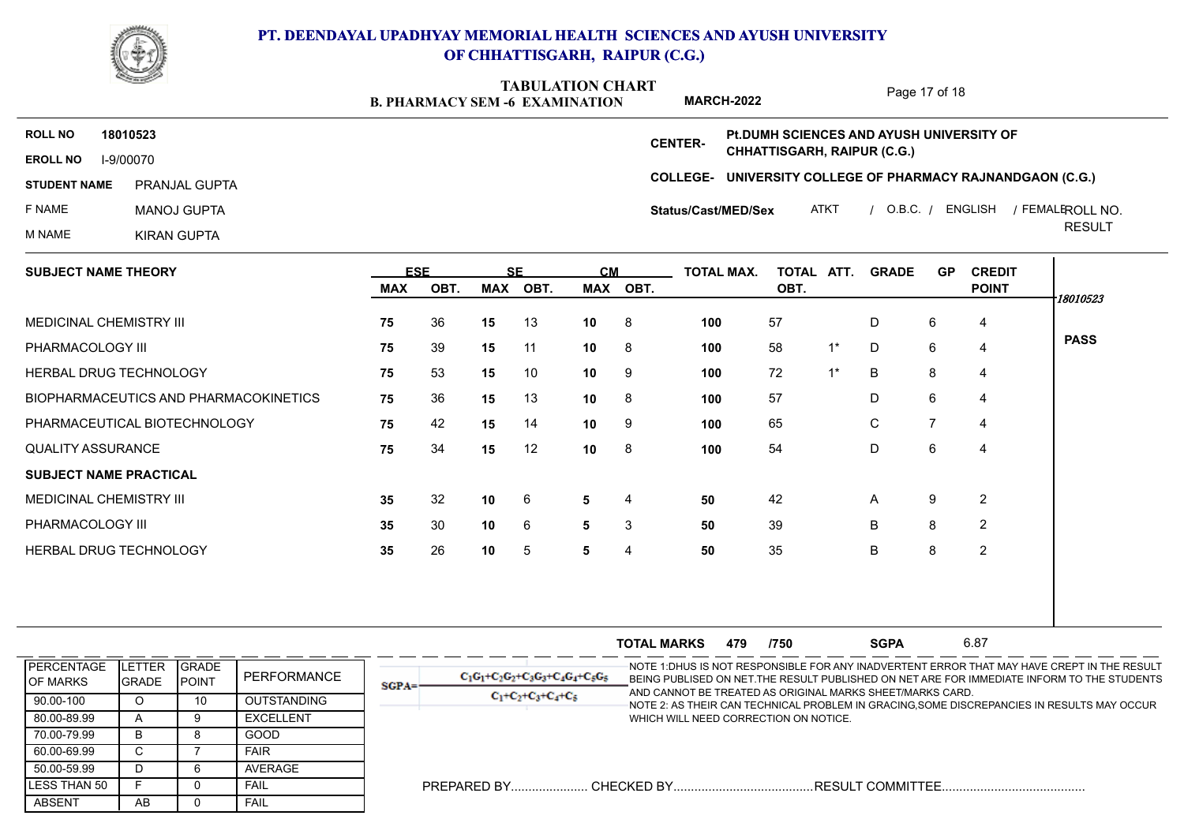# PT. DEENDAYAL UPADHYAY MEMORIAL HEALTH SCIENCES AND AYUSH UNIVERSITY OF CHHATTISGARH, RAIPUR (C.G.)

## TABULATION CHART

**B. PHARMACY SEM -6 EXAMINATION** **MARCH-2022**

**ROLL NO** 18010523

**EROLL NO** I-9/00070

**STUDENT NAME** PRANJAL GUPTA

F NAME MANOJ GUPTA

M NAME KIRAN GUPTA

**CENTER-** Pt.DUMH SCIENCES AND AYUSH UNIVERSITY OF CHHATTISGARH, RAIPUR (C.G.)

**COLLEGE-** UNIVERSITY COLLEGE OF PHARMACY RAJNANDGAON (C.G.)

**Status/Cast/MED/Sex** ATKT / O.B.C. / ENGLISH / FEMALE

| SUBJECT NAME THEORY | ESE MAX | ESE OBT. | SE MAX | SE OBT. | CM MAX | CM OBT. | TOTAL MAX. | TOTAL OBT. | ATT. | GRADE | GP | CREDIT POINT |
|---|---|---|---|---|---|---|---|---|---|---|---|---|
| MEDICINAL CHEMISTRY III | 75 | 36 | 15 | 13 | 10 | 8 | 100 | 57 | | D | 6 | 4 |
| PHARMACOLOGY III | 75 | 39 | 15 | 11 | 10 | 8 | 100 | 58 | 1* | D | 6 | 4 |
| HERBAL DRUG TECHNOLOGY | 75 | 53 | 15 | 10 | 10 | 9 | 100 | 72 | 1* | B | 8 | 4 |
| BIOPHARMACEUTICS AND PHARMACOKINETICS | 75 | 36 | 15 | 13 | 10 | 8 | 100 | 57 | | D | 6 | 4 |
| PHARMACEUTICAL BIOTECHNOLOGY | 75 | 42 | 15 | 14 | 10 | 9 | 100 | 65 | | C | 7 | 4 |
| QUALITY ASSURANCE | 75 | 34 | 15 | 12 | 10 | 8 | 100 | 54 | | D | 6 | 4 |
| **SUBJECT NAME PRACTICAL** | | | | | | | | | | | | |
| MEDICINAL CHEMISTRY III | 35 | 32 | 10 | 6 | 5 | 4 | 50 | 42 | | A | 9 | 2 |
| PHARMACOLOGY III | 35 | 30 | 10 | 6 | 5 | 3 | 50 | 39 | | B | 8 | 2 |
| HERBAL DRUG TECHNOLOGY | 35 | 26 | 10 | 5 | 5 | 4 | 50 | 35 | | B | 8 | 2 |

**ROLL NO. RESULT:** 18010523 **PASS**

**TOTAL MARKS** 479 /750 **SGPA** 6.87

| PERCENTAGE OF MARKS | LETTER GRADE | GRADE POINT | PERFORMANCE |
|---|---|---|---|
| 90.00-100 | O | 10 | OUTSTANDING |
| 80.00-89.99 | A | 9 | EXCELLENT |
| 70.00-79.99 | B | 8 | GOOD |
| 60.00-69.99 | C | 7 | FAIR |
| 50.00-59.99 | D | 6 | AVERAGE |
| LESS THAN 50 | F | 0 | FAIL |
| ABSENT | AB | 0 | FAIL |

$$SGPA = \frac{C_1G_1+C_2G_2+C_3G_3+C_4G_4+C_5G_5}{C_1+C_2+C_3+C_4+C_5}$$

NOTE 1:DHUS IS NOT RESPONSIBLE FOR ANY INADVERTENT ERROR THAT MAY HAVE CREPT IN THE RESULT BEING PUBLISED ON NET.THE RESULT PUBLISHED ON NET ARE FOR IMMEDIATE INFORM TO THE STUDENTS AND CANNOT BE TREATED AS ORIGINAL MARKS SHEET/MARKS CARD.
NOTE 2: AS THEIR CAN TECHNICAL PROBLEM IN GRACING,SOME DISCREPANCIES IN RESULTS MAY OCCUR WHICH WILL NEED CORRECTION ON NOTICE.

PREPARED BY...................... CHECKED BY........................................RESULT COMMITTEE.........................................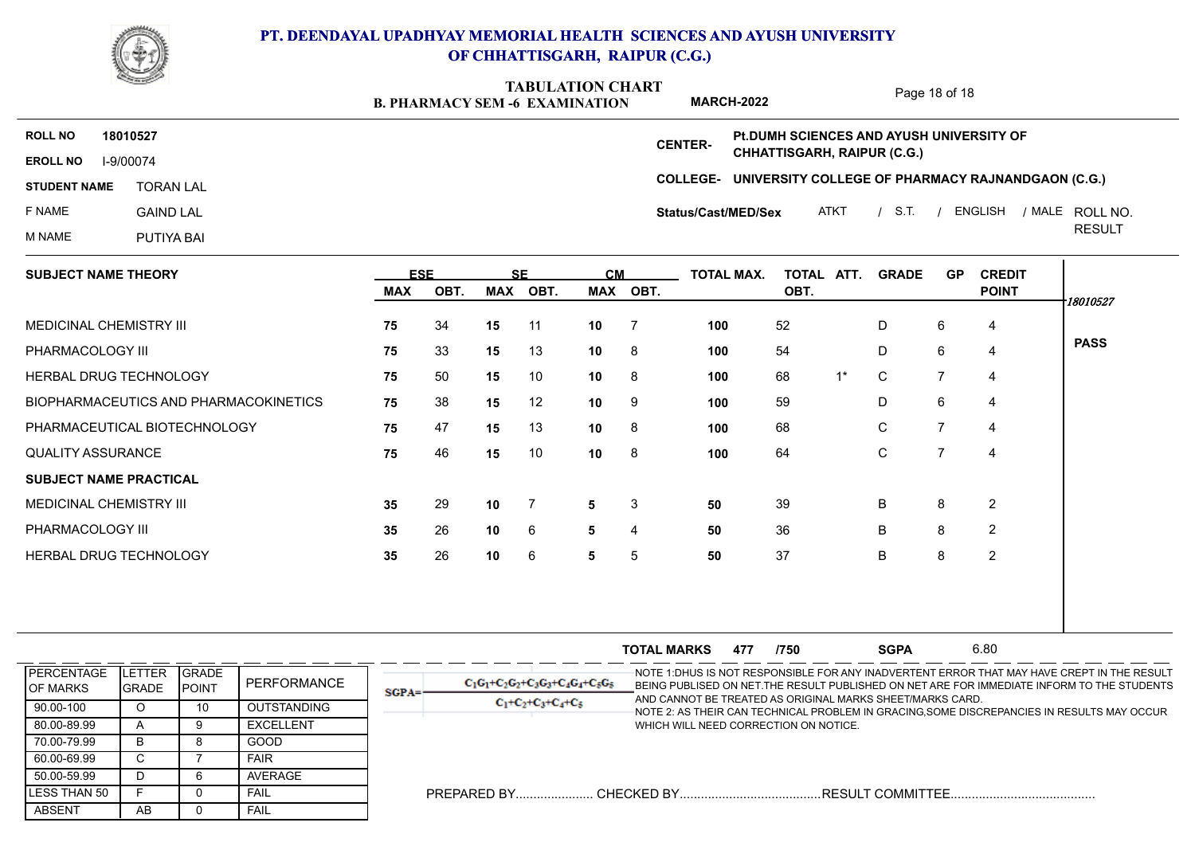# PT. DEENDAYAL UPADHYAY MEMORIAL HEALTH SCIENCES AND AYUSH UNIVERSITY OF CHHATTISGARH, RAIPUR (C.G.)

## TABULATION CHART

**B. PHARMACY SEM -6 EXAMINATION** **MARCH-2022**

**ROLL NO** 18010527

**EROLL NO** I-9/00074

**STUDENT NAME** TORAN LAL

F NAME GAIND LAL

M NAME PUTIYA BAI

**CENTER-** Pt.DUMH SCIENCES AND AYUSH UNIVERSITY OF CHHATTISGARH, RAIPUR (C.G.)

**COLLEGE-** UNIVERSITY COLLEGE OF PHARMACY RAJNANDGAON (C.G.)

**Status/Cast/MED/Sex** ATKT / S.T. / ENGLISH / MALE

| SUBJECT NAME THEORY | ESE MAX | ESE OBT. | SE MAX | SE OBT. | CM MAX | CM OBT. | TOTAL MAX. | TOTAL OBT. | ATT. | GRADE | GP | CREDIT POINT | ROLL NO. RESULT |
|---|---|---|---|---|---|---|---|---|---|---|---|---|---|
| | | | | | | | | | | | | | 18010527 |
| MEDICINAL CHEMISTRY III | 75 | 34 | 15 | 11 | 10 | 7 | 100 | 52 | | D | 6 | 4 | PASS |
| PHARMACOLOGY III | 75 | 33 | 15 | 13 | 10 | 8 | 100 | 54 | | D | 6 | 4 | |
| HERBAL DRUG TECHNOLOGY | 75 | 50 | 15 | 10 | 10 | 8 | 100 | 68 | 1* | C | 7 | 4 | |
| BIOPHARMACEUTICS AND PHARMACOKINETICS | 75 | 38 | 15 | 12 | 10 | 9 | 100 | 59 | | D | 6 | 4 | |
| PHARMACEUTICAL BIOTECHNOLOGY | 75 | 47 | 15 | 13 | 10 | 8 | 100 | 68 | | C | 7 | 4 | |
| QUALITY ASSURANCE | 75 | 46 | 15 | 10 | 10 | 8 | 100 | 64 | | C | 7 | 4 | |
| **SUBJECT NAME PRACTICAL** | | | | | | | | | | | | | |
| MEDICINAL CHEMISTRY III | 35 | 29 | 10 | 7 | 5 | 3 | 50 | 39 | | B | 8 | 2 | |
| PHARMACOLOGY III | 35 | 26 | 10 | 6 | 5 | 4 | 50 | 36 | | B | 8 | 2 | |
| HERBAL DRUG TECHNOLOGY | 35 | 26 | 10 | 6 | 5 | 5 | 50 | 37 | | B | 8 | 2 | |

**TOTAL MARKS** 477 /750 **SGPA** 6.80

| PERCENTAGE OF MARKS | LETTER GRADE | GRADE POINT | PERFORMANCE |
|---|---|---|---|
| 90.00-100 | O | 10 | OUTSTANDING |
| 80.00-89.99 | A | 9 | EXCELLENT |
| 70.00-79.99 | B | 8 | GOOD |
| 60.00-69.99 | C | 7 | FAIR |
| 50.00-59.99 | D | 6 | AVERAGE |
| LESS THAN 50 | F | 0 | FAIL |
| ABSENT | AB | 0 | FAIL |

$$SGPA = \frac{C_1G_1+C_2G_2+C_3G_3+C_4G_4+C_5G_5}{C_1+C_2+C_3+C_4+C_5}$$

NOTE 1:DHUS IS NOT RESPONSIBLE FOR ANY INADVERTENT ERROR THAT MAY HAVE CREPT IN THE RESULT BEING PUBLISED ON NET.THE RESULT PUBLISHED ON NET ARE FOR IMMEDIATE INFORM TO THE STUDENTS AND CANNOT BE TREATED AS ORIGINAL MARKS SHEET/MARKS CARD.
NOTE 2: AS THEIR CAN TECHNICAL PROBLEM IN GRACING,SOME DISCREPANCIES IN RESULTS MAY OCCUR WHICH WILL NEED CORRECTION ON NOTICE.

PREPARED BY...................... CHECKED BY........................................RESULT COMMITTEE.........................................